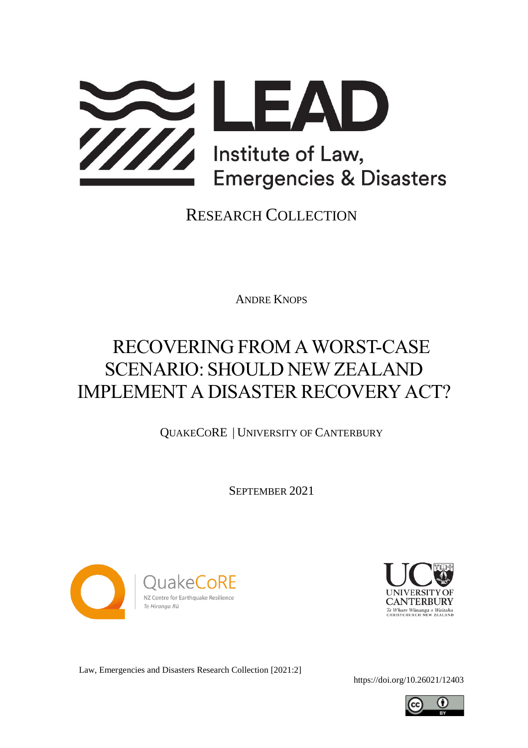# LEAD

Institute of Law, Emergencies & Disasters

RESEARCH COLLECTION

ANDRE KNOPS

# RECOVERING FROM A WORST-CASE SCENARIO: SHOULD NEW ZEALAND IMPLEMENT A DISASTER RECOVERY ACT?

QUAKECORE | UNIVERSITY OF CANTERBURY

SEPTEMBER 2021

QuakeCoRE
NZ Centre for Earthquake Resilience
*Te Hiranga Rū*

UNIVERSITY OF CANTERBURY
*Te Whare Wānanga o Waitaha*
CHRISTCHURCH NEW ZEALAND

Law, Emergencies and Disasters Research Collection [2021:2]

https://doi.org/10.26021/12403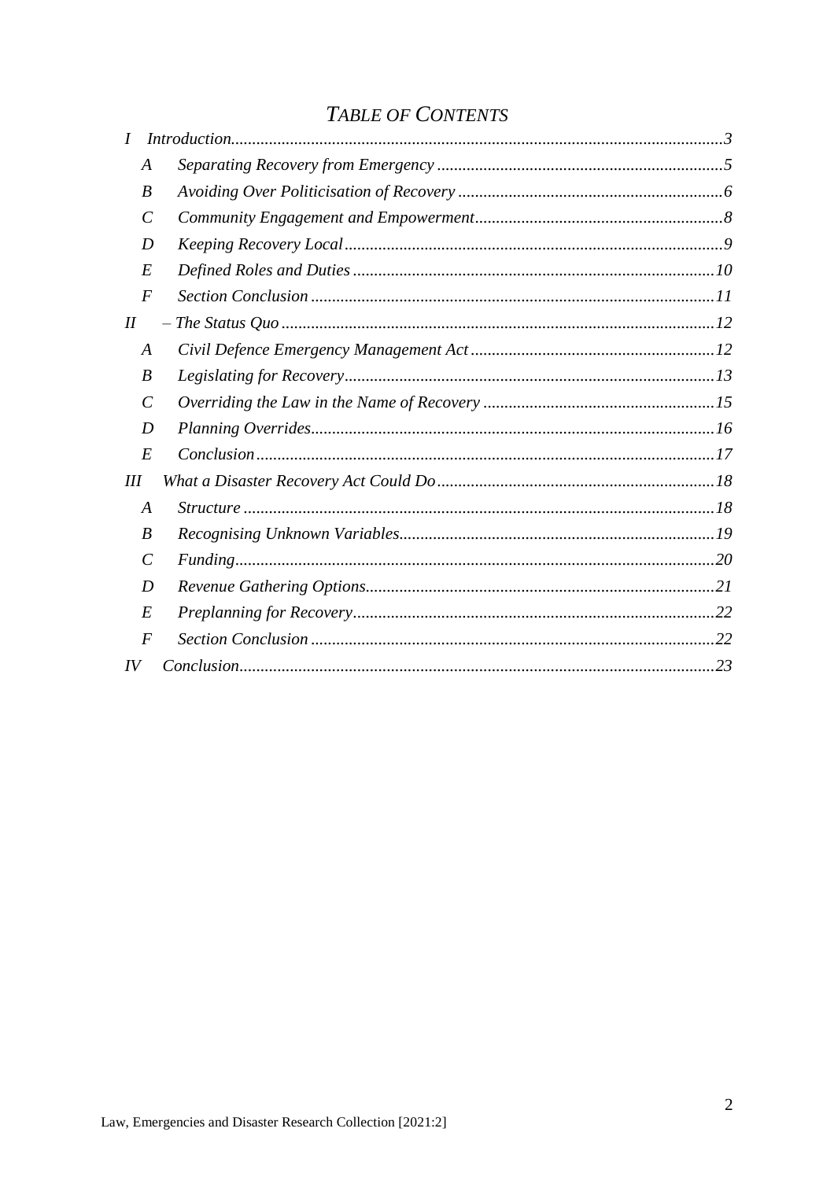## *Table of Contents*

*I Introduction* ... *3*

- *A Separating Recovery from Emergency* ... *5*
- *B Avoiding Over Politicisation of Recovery* ... *6*
- *C Community Engagement and Empowerment* ... *8*
- *D Keeping Recovery Local* ... *9*
- *E Defined Roles and Duties* ... *10*
- *F Section Conclusion* ... *11*

*II – The Status Quo* ... *12*

- *A Civil Defence Emergency Management Act* ... *12*
- *B Legislating for Recovery* ... *13*
- *C Overriding the Law in the Name of Recovery* ... *15*
- *D Planning Overrides* ... *16*
- *E Conclusion* ... *17*

*III What a Disaster Recovery Act Could Do* ... *18*

- *A Structure* ... *18*
- *B Recognising Unknown Variables* ... *19*
- *C Funding* ... *20*
- *D Revenue Gathering Options* ... *21*
- *E Preplanning for Recovery* ... *22*
- *F Section Conclusion* ... *22*

*IV Conclusion* ... *23*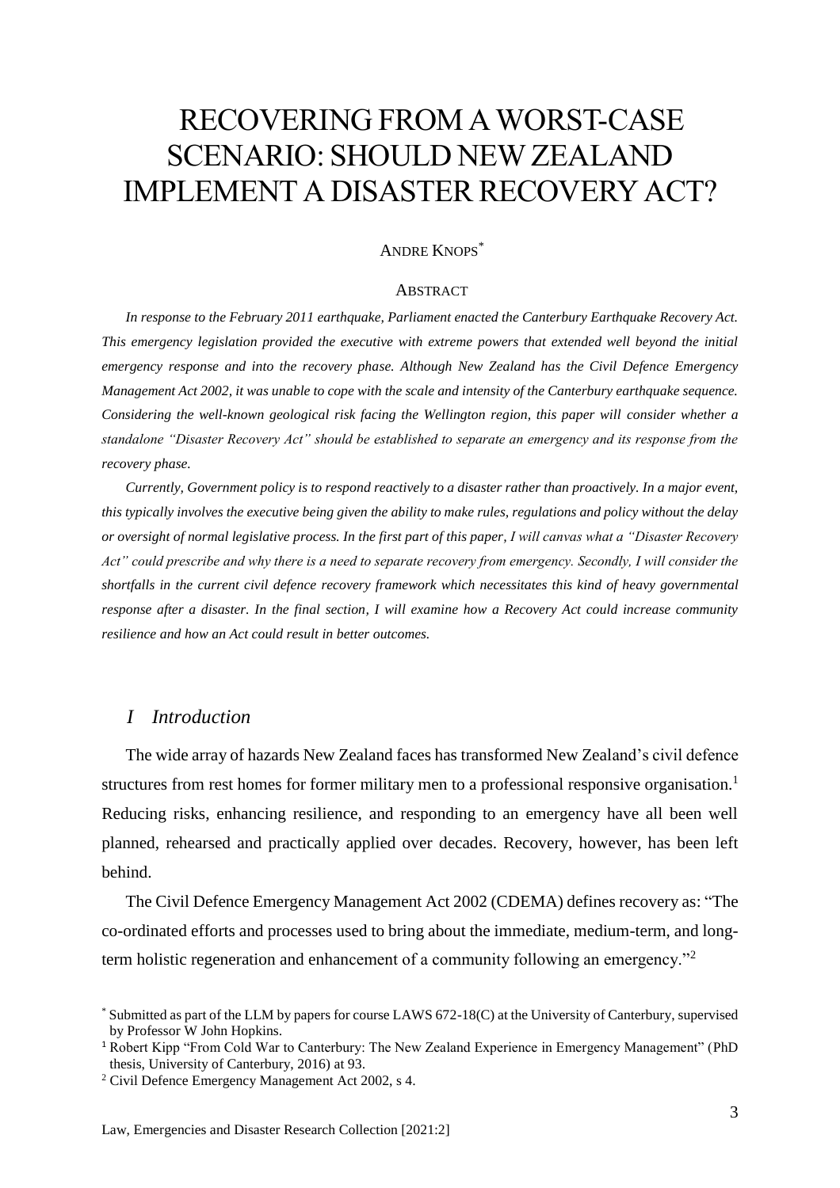# RECOVERING FROM A WORST-CASE SCENARIO: SHOULD NEW ZEALAND IMPLEMENT A DISASTER RECOVERY ACT?

ANDRE KNOPS[*]

ABSTRACT

*In response to the February 2011 earthquake, Parliament enacted the Canterbury Earthquake Recovery Act. This emergency legislation provided the executive with extreme powers that extended well beyond the initial emergency response and into the recovery phase. Although New Zealand has the Civil Defence Emergency Management Act 2002, it was unable to cope with the scale and intensity of the Canterbury earthquake sequence. Considering the well-known geological risk facing the Wellington region, this paper will consider whether a standalone "Disaster Recovery Act" should be established to separate an emergency and its response from the recovery phase.*

*Currently, Government policy is to respond reactively to a disaster rather than proactively. In a major event, this typically involves the executive being given the ability to make rules, regulations and policy without the delay or oversight of normal legislative process. In the first part of this paper, I will canvas what a "Disaster Recovery Act" could prescribe and why there is a need to separate recovery from emergency. Secondly, I will consider the shortfalls in the current civil defence recovery framework which necessitates this kind of heavy governmental response after a disaster. In the final section, I will examine how a Recovery Act could increase community resilience and how an Act could result in better outcomes.*

## *I Introduction*

The wide array of hazards New Zealand faces has transformed New Zealand's civil defence structures from rest homes for former military men to a professional responsive organisation.[1] Reducing risks, enhancing resilience, and responding to an emergency have all been well planned, rehearsed and practically applied over decades. Recovery, however, has been left behind.

The Civil Defence Emergency Management Act 2002 (CDEMA) defines recovery as: "The co-ordinated efforts and processes used to bring about the immediate, medium-term, and long-term holistic regeneration and enhancement of a community following an emergency."[2]

[*] Submitted as part of the LLM by papers for course LAWS 672-18(C) at the University of Canterbury, supervised by Professor W John Hopkins.

[1] Robert Kipp "From Cold War to Canterbury: The New Zealand Experience in Emergency Management" (PhD thesis, University of Canterbury, 2016) at 93.

[2] Civil Defence Emergency Management Act 2002, s 4.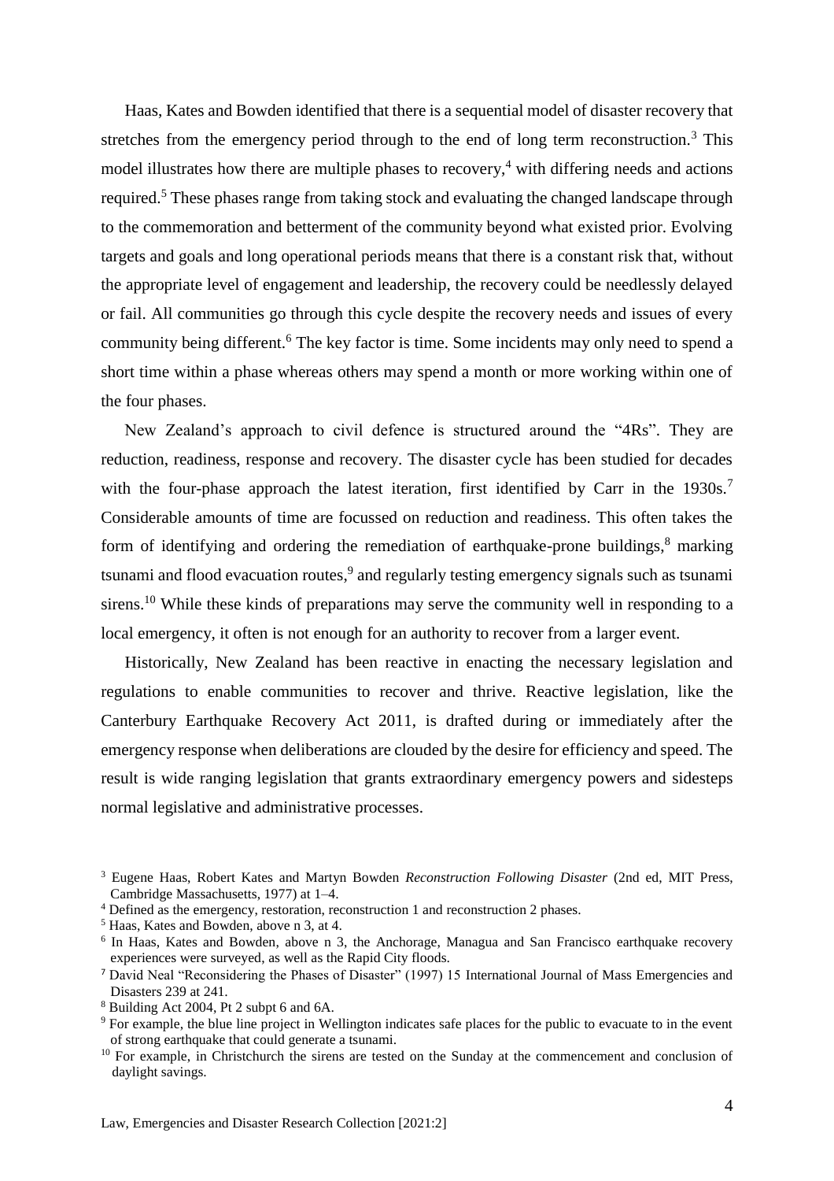Haas, Kates and Bowden identified that there is a sequential model of disaster recovery that stretches from the emergency period through to the end of long term reconstruction.[3] This model illustrates how there are multiple phases to recovery,[4] with differing needs and actions required.[5] These phases range from taking stock and evaluating the changed landscape through to the commemoration and betterment of the community beyond what existed prior. Evolving targets and goals and long operational periods means that there is a constant risk that, without the appropriate level of engagement and leadership, the recovery could be needlessly delayed or fail. All communities go through this cycle despite the recovery needs and issues of every community being different.[6] The key factor is time. Some incidents may only need to spend a short time within a phase whereas others may spend a month or more working within one of the four phases.

New Zealand's approach to civil defence is structured around the "4Rs". They are reduction, readiness, response and recovery. The disaster cycle has been studied for decades with the four-phase approach the latest iteration, first identified by Carr in the 1930s.[7] Considerable amounts of time are focussed on reduction and readiness. This often takes the form of identifying and ordering the remediation of earthquake-prone buildings,[8] marking tsunami and flood evacuation routes,[9] and regularly testing emergency signals such as tsunami sirens.[10] While these kinds of preparations may serve the community well in responding to a local emergency, it often is not enough for an authority to recover from a larger event.

Historically, New Zealand has been reactive in enacting the necessary legislation and regulations to enable communities to recover and thrive. Reactive legislation, like the Canterbury Earthquake Recovery Act 2011, is drafted during or immediately after the emergency response when deliberations are clouded by the desire for efficiency and speed. The result is wide ranging legislation that grants extraordinary emergency powers and sidesteps normal legislative and administrative processes.

---

[3] Eugene Haas, Robert Kates and Martyn Bowden *Reconstruction Following Disaster* (2nd ed, MIT Press, Cambridge Massachusetts, 1977) at 1–4.

[4] Defined as the emergency, restoration, reconstruction 1 and reconstruction 2 phases.

[5] Haas, Kates and Bowden, above n 3, at 4.

[6] In Haas, Kates and Bowden, above n 3, the Anchorage, Managua and San Francisco earthquake recovery experiences were surveyed, as well as the Rapid City floods.

[7] David Neal "Reconsidering the Phases of Disaster" (1997) 15 International Journal of Mass Emergencies and Disasters 239 at 241.

[8] Building Act 2004, Pt 2 subpt 6 and 6A.

[9] For example, the blue line project in Wellington indicates safe places for the public to evacuate to in the event of strong earthquake that could generate a tsunami.

[10] For example, in Christchurch the sirens are tested on the Sunday at the commencement and conclusion of daylight savings.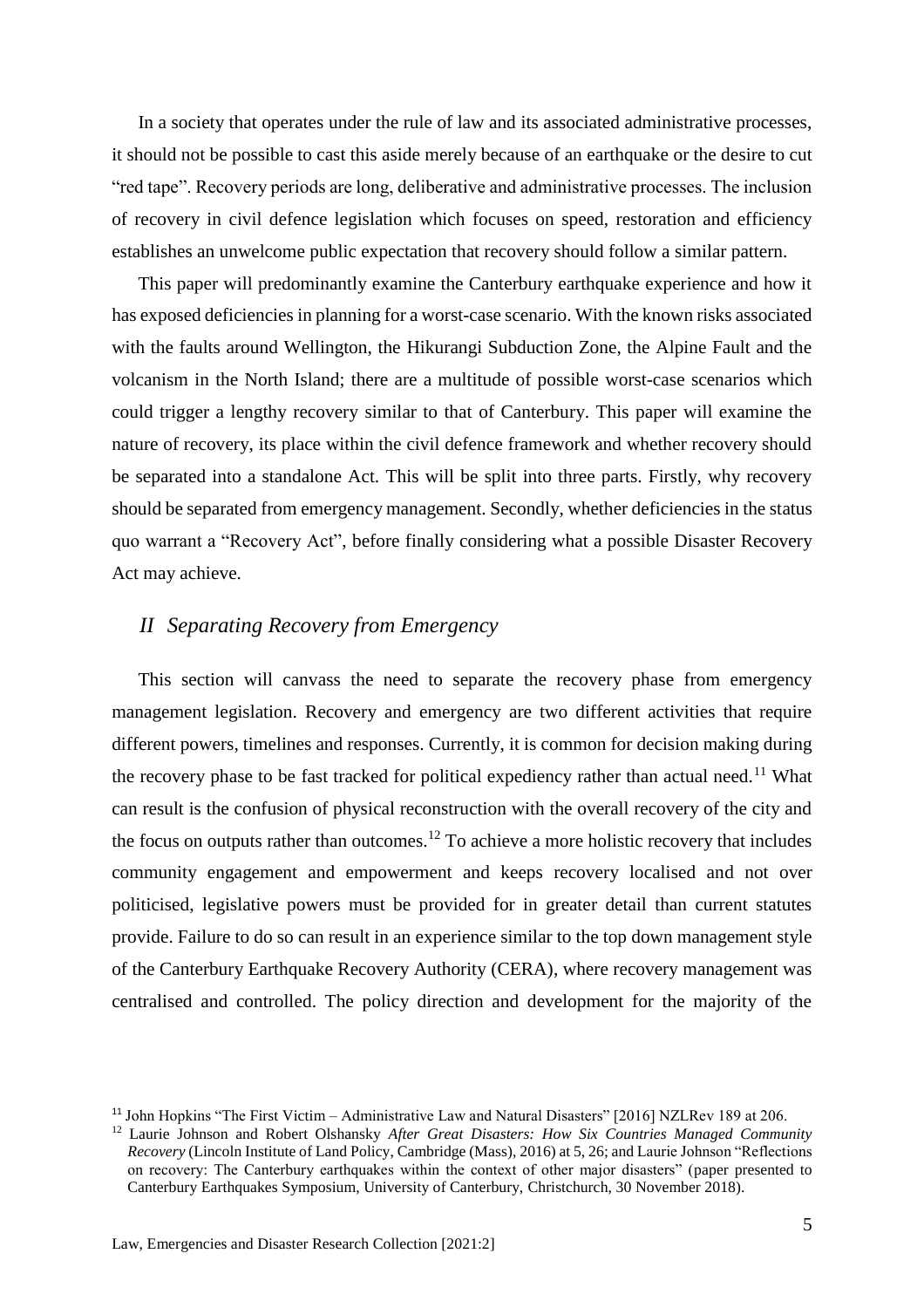In a society that operates under the rule of law and its associated administrative processes, it should not be possible to cast this aside merely because of an earthquake or the desire to cut "red tape". Recovery periods are long, deliberative and administrative processes. The inclusion of recovery in civil defence legislation which focuses on speed, restoration and efficiency establishes an unwelcome public expectation that recovery should follow a similar pattern.

This paper will predominantly examine the Canterbury earthquake experience and how it has exposed deficiencies in planning for a worst-case scenario. With the known risks associated with the faults around Wellington, the Hikurangi Subduction Zone, the Alpine Fault and the volcanism in the North Island; there are a multitude of possible worst-case scenarios which could trigger a lengthy recovery similar to that of Canterbury. This paper will examine the nature of recovery, its place within the civil defence framework and whether recovery should be separated into a standalone Act. This will be split into three parts. Firstly, why recovery should be separated from emergency management. Secondly, whether deficiencies in the status quo warrant a "Recovery Act", before finally considering what a possible Disaster Recovery Act may achieve.

## *II Separating Recovery from Emergency*

This section will canvass the need to separate the recovery phase from emergency management legislation. Recovery and emergency are two different activities that require different powers, timelines and responses. Currently, it is common for decision making during the recovery phase to be fast tracked for political expediency rather than actual need.[11] What can result is the confusion of physical reconstruction with the overall recovery of the city and the focus on outputs rather than outcomes.[12] To achieve a more holistic recovery that includes community engagement and empowerment and keeps recovery localised and not over politicised, legislative powers must be provided for in greater detail than current statutes provide. Failure to do so can result in an experience similar to the top down management style of the Canterbury Earthquake Recovery Authority (CERA), where recovery management was centralised and controlled. The policy direction and development for the majority of the

---

[11] John Hopkins "The First Victim – Administrative Law and Natural Disasters" [2016] NZLRev 189 at 206.

[12] Laurie Johnson and Robert Olshansky *After Great Disasters: How Six Countries Managed Community Recovery* (Lincoln Institute of Land Policy, Cambridge (Mass), 2016) at 5, 26; and Laurie Johnson "Reflections on recovery: The Canterbury earthquakes within the context of other major disasters" (paper presented to Canterbury Earthquakes Symposium, University of Canterbury, Christchurch, 30 November 2018).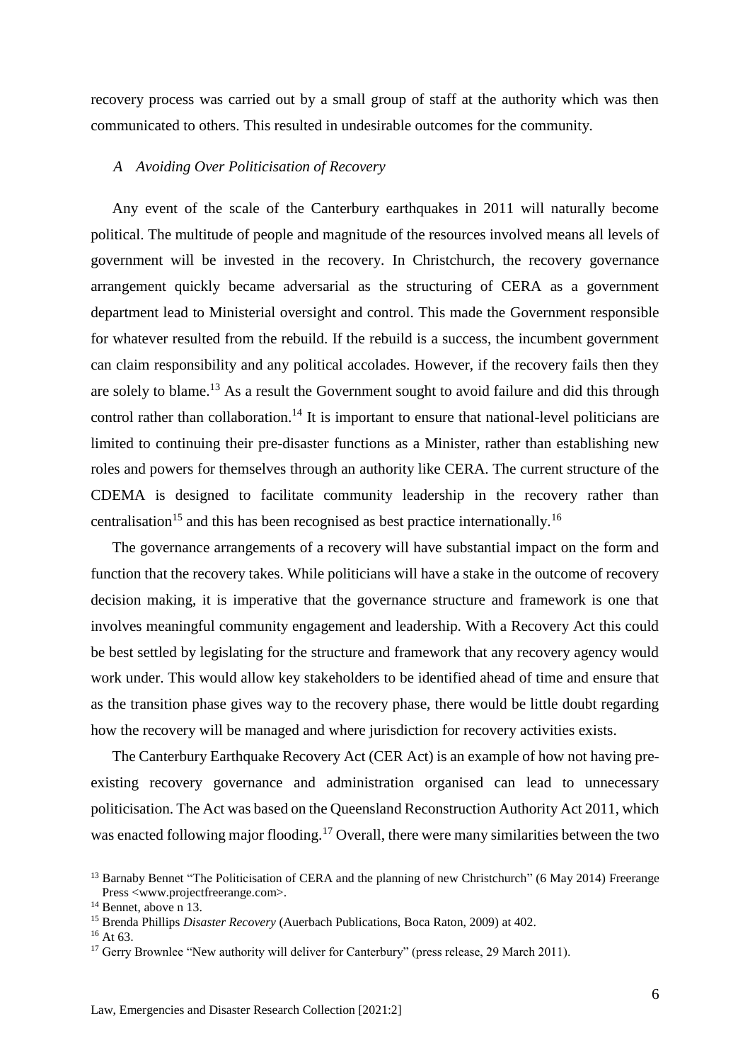recovery process was carried out by a small group of staff at the authority which was then communicated to others. This resulted in undesirable outcomes for the community.

### *A Avoiding Over Politicisation of Recovery*

Any event of the scale of the Canterbury earthquakes in 2011 will naturally become political. The multitude of people and magnitude of the resources involved means all levels of government will be invested in the recovery. In Christchurch, the recovery governance arrangement quickly became adversarial as the structuring of CERA as a government department lead to Ministerial oversight and control. This made the Government responsible for whatever resulted from the rebuild. If the rebuild is a success, the incumbent government can claim responsibility and any political accolades. However, if the recovery fails then they are solely to blame.[13] As a result the Government sought to avoid failure and did this through control rather than collaboration.[14] It is important to ensure that national-level politicians are limited to continuing their pre-disaster functions as a Minister, rather than establishing new roles and powers for themselves through an authority like CERA. The current structure of the CDEMA is designed to facilitate community leadership in the recovery rather than centralisation[15] and this has been recognised as best practice internationally.[16]

The governance arrangements of a recovery will have substantial impact on the form and function that the recovery takes. While politicians will have a stake in the outcome of recovery decision making, it is imperative that the governance structure and framework is one that involves meaningful community engagement and leadership. With a Recovery Act this could be best settled by legislating for the structure and framework that any recovery agency would work under. This would allow key stakeholders to be identified ahead of time and ensure that as the transition phase gives way to the recovery phase, there would be little doubt regarding how the recovery will be managed and where jurisdiction for recovery activities exists.

The Canterbury Earthquake Recovery Act (CER Act) is an example of how not having pre-existing recovery governance and administration organised can lead to unnecessary politicisation. The Act was based on the Queensland Reconstruction Authority Act 2011, which was enacted following major flooding.[17] Overall, there were many similarities between the two

---

[13] Barnaby Bennet "The Politicisation of CERA and the planning of new Christchurch" (6 May 2014) Freerange Press <www.projectfreerange.com>.

[14] Bennet, above n 13.

[15] Brenda Phillips *Disaster Recovery* (Auerbach Publications, Boca Raton, 2009) at 402.

[16] At 63.

[17] Gerry Brownlee "New authority will deliver for Canterbury" (press release, 29 March 2011).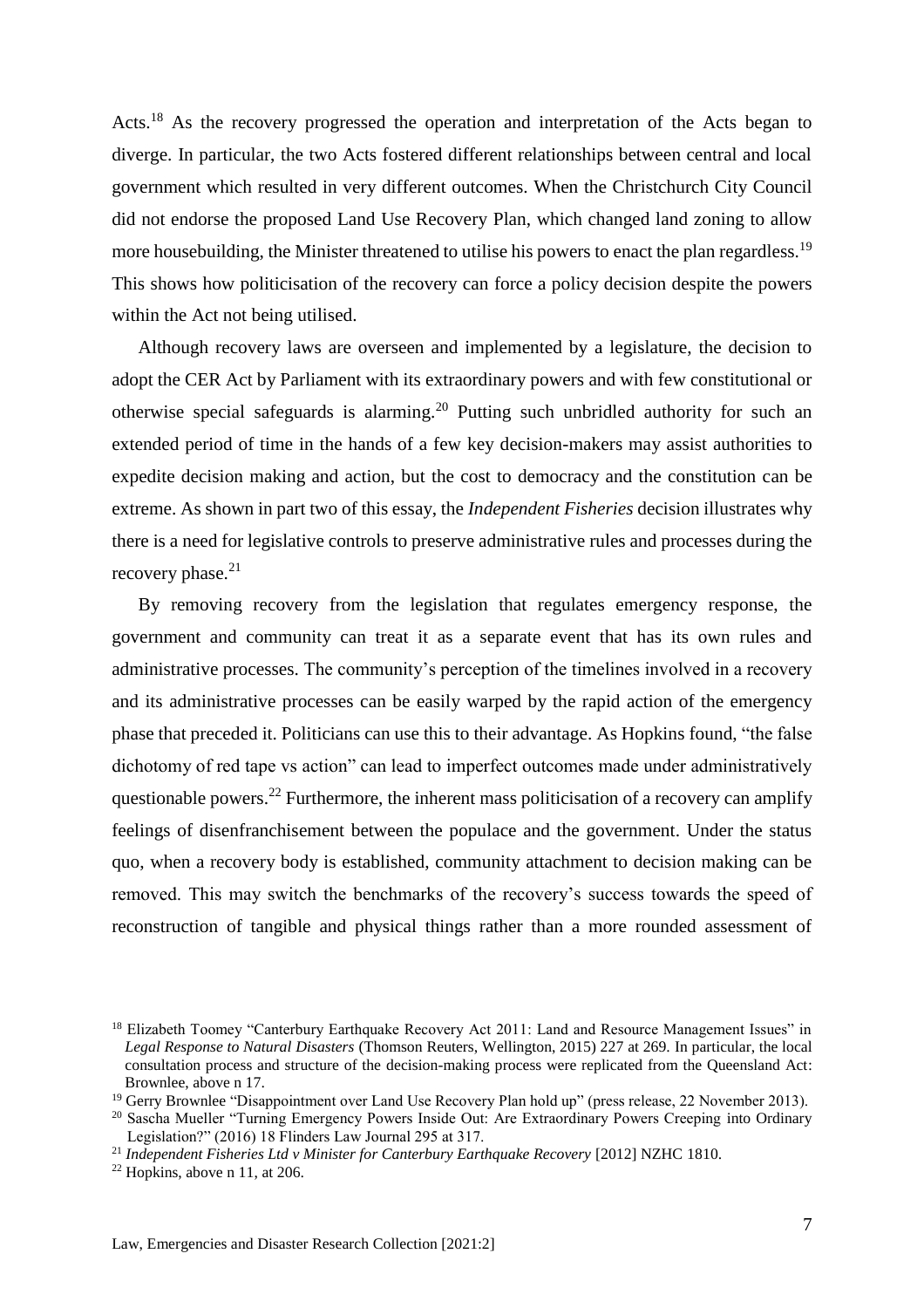Acts.[18] As the recovery progressed the operation and interpretation of the Acts began to diverge. In particular, the two Acts fostered different relationships between central and local government which resulted in very different outcomes. When the Christchurch City Council did not endorse the proposed Land Use Recovery Plan, which changed land zoning to allow more housebuilding, the Minister threatened to utilise his powers to enact the plan regardless.[19] This shows how politicisation of the recovery can force a policy decision despite the powers within the Act not being utilised.

Although recovery laws are overseen and implemented by a legislature, the decision to adopt the CER Act by Parliament with its extraordinary powers and with few constitutional or otherwise special safeguards is alarming.[20] Putting such unbridled authority for such an extended period of time in the hands of a few key decision-makers may assist authorities to expedite decision making and action, but the cost to democracy and the constitution can be extreme. As shown in part two of this essay, the *Independent Fisheries* decision illustrates why there is a need for legislative controls to preserve administrative rules and processes during the recovery phase.[21]

By removing recovery from the legislation that regulates emergency response, the government and community can treat it as a separate event that has its own rules and administrative processes. The community's perception of the timelines involved in a recovery and its administrative processes can be easily warped by the rapid action of the emergency phase that preceded it. Politicians can use this to their advantage. As Hopkins found, "the false dichotomy of red tape vs action" can lead to imperfect outcomes made under administratively questionable powers.[22] Furthermore, the inherent mass politicisation of a recovery can amplify feelings of disenfranchisement between the populace and the government. Under the status quo, when a recovery body is established, community attachment to decision making can be removed. This may switch the benchmarks of the recovery's success towards the speed of reconstruction of tangible and physical things rather than a more rounded assessment of

---

[18] Elizabeth Toomey "Canterbury Earthquake Recovery Act 2011: Land and Resource Management Issues" in *Legal Response to Natural Disasters* (Thomson Reuters, Wellington, 2015) 227 at 269. In particular, the local consultation process and structure of the decision-making process were replicated from the Queensland Act: Brownlee, above n 17.

[19] Gerry Brownlee "Disappointment over Land Use Recovery Plan hold up" (press release, 22 November 2013).

[20] Sascha Mueller "Turning Emergency Powers Inside Out: Are Extraordinary Powers Creeping into Ordinary Legislation?" (2016) 18 Flinders Law Journal 295 at 317.

[21] *Independent Fisheries Ltd v Minister for Canterbury Earthquake Recovery* [2012] NZHC 1810.

[22] Hopkins, above n 11, at 206.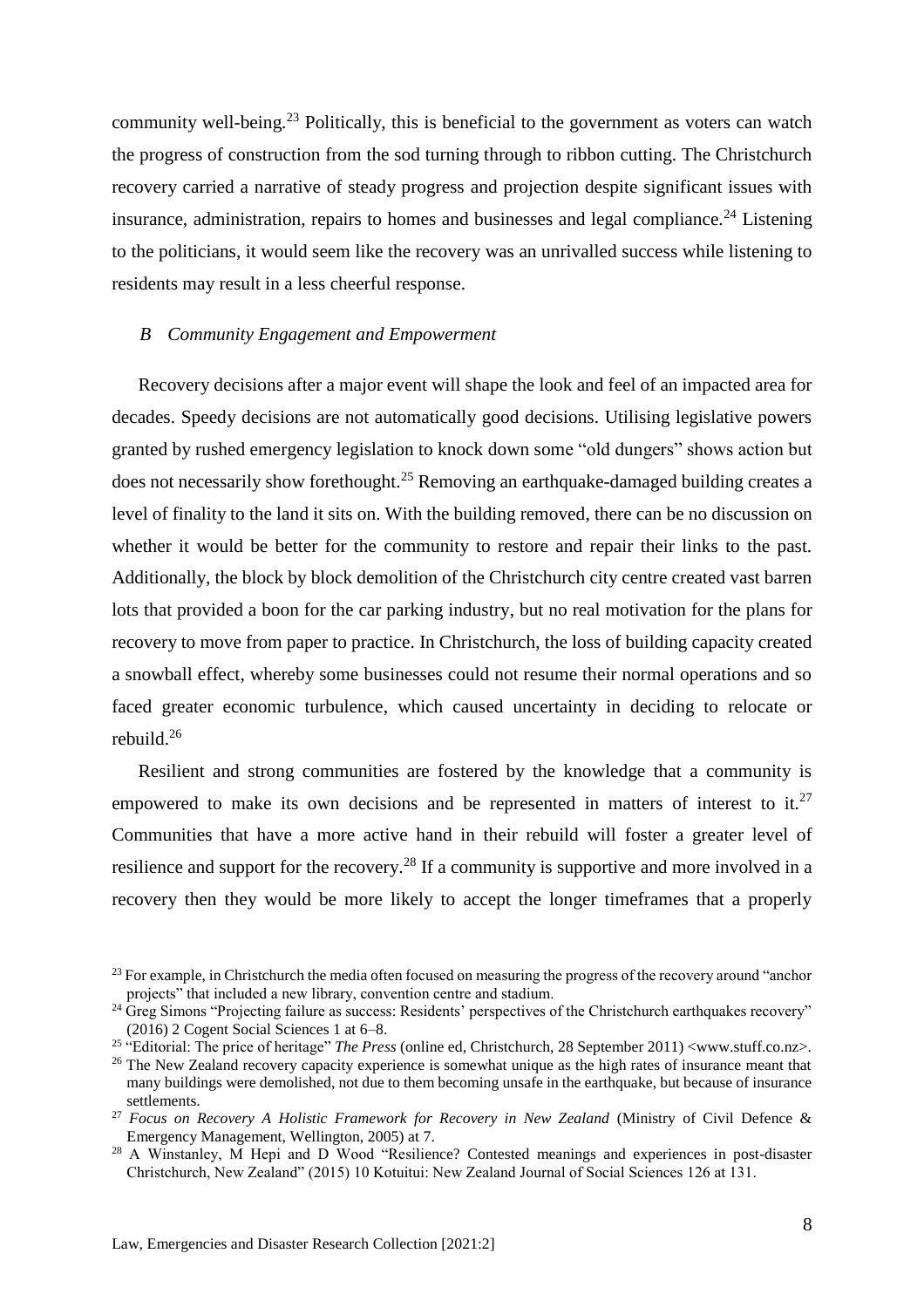community well-being.[23] Politically, this is beneficial to the government as voters can watch the progress of construction from the sod turning through to ribbon cutting. The Christchurch recovery carried a narrative of steady progress and projection despite significant issues with insurance, administration, repairs to homes and businesses and legal compliance.[24] Listening to the politicians, it would seem like the recovery was an unrivalled success while listening to residents may result in a less cheerful response.

### *B Community Engagement and Empowerment*

Recovery decisions after a major event will shape the look and feel of an impacted area for decades. Speedy decisions are not automatically good decisions. Utilising legislative powers granted by rushed emergency legislation to knock down some "old dungers" shows action but does not necessarily show forethought.[25] Removing an earthquake-damaged building creates a level of finality to the land it sits on. With the building removed, there can be no discussion on whether it would be better for the community to restore and repair their links to the past. Additionally, the block by block demolition of the Christchurch city centre created vast barren lots that provided a boon for the car parking industry, but no real motivation for the plans for recovery to move from paper to practice. In Christchurch, the loss of building capacity created a snowball effect, whereby some businesses could not resume their normal operations and so faced greater economic turbulence, which caused uncertainty in deciding to relocate or rebuild.[26]

Resilient and strong communities are fostered by the knowledge that a community is empowered to make its own decisions and be represented in matters of interest to it.[27] Communities that have a more active hand in their rebuild will foster a greater level of resilience and support for the recovery.[28] If a community is supportive and more involved in a recovery then they would be more likely to accept the longer timeframes that a properly

---

[23] For example, in Christchurch the media often focused on measuring the progress of the recovery around "anchor projects" that included a new library, convention centre and stadium.

[24] Greg Simons "Projecting failure as success: Residents' perspectives of the Christchurch earthquakes recovery" (2016) 2 Cogent Social Sciences 1 at 6–8.

[25] "Editorial: The price of heritage" *The Press* (online ed, Christchurch, 28 September 2011) <www.stuff.co.nz>.

[26] The New Zealand recovery capacity experience is somewhat unique as the high rates of insurance meant that many buildings were demolished, not due to them becoming unsafe in the earthquake, but because of insurance settlements.

[27] *Focus on Recovery A Holistic Framework for Recovery in New Zealand* (Ministry of Civil Defence & Emergency Management, Wellington, 2005) at 7.

[28] A Winstanley, M Hepi and D Wood "Resilience? Contested meanings and experiences in post-disaster Christchurch, New Zealand" (2015) 10 Kotuitui: New Zealand Journal of Social Sciences 126 at 131.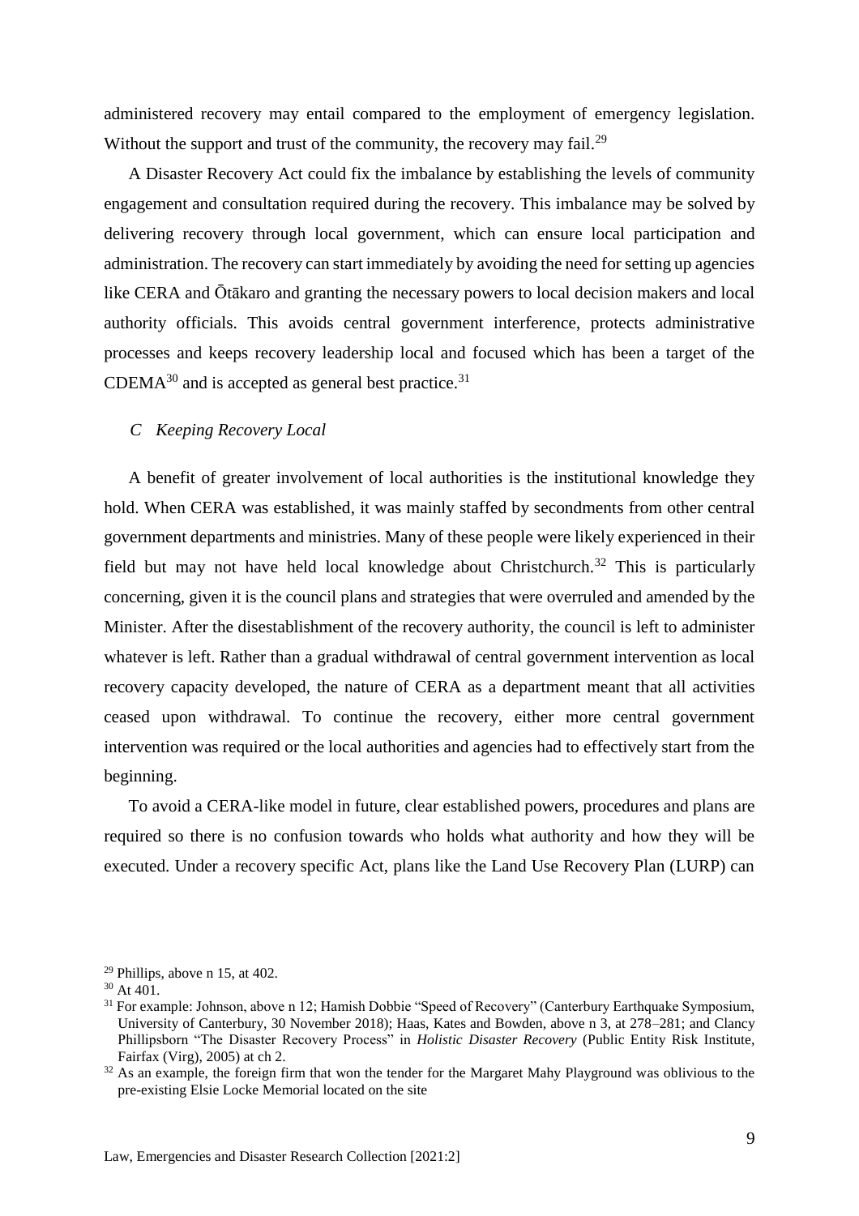administered recovery may entail compared to the employment of emergency legislation. Without the support and trust of the community, the recovery may fail.[29]

A Disaster Recovery Act could fix the imbalance by establishing the levels of community engagement and consultation required during the recovery. This imbalance may be solved by delivering recovery through local government, which can ensure local participation and administration. The recovery can start immediately by avoiding the need for setting up agencies like CERA and Ōtākaro and granting the necessary powers to local decision makers and local authority officials. This avoids central government interference, protects administrative processes and keeps recovery leadership local and focused which has been a target of the CDEMA[30] and is accepted as general best practice.[31]

### *C Keeping Recovery Local*

A benefit of greater involvement of local authorities is the institutional knowledge they hold. When CERA was established, it was mainly staffed by secondments from other central government departments and ministries. Many of these people were likely experienced in their field but may not have held local knowledge about Christchurch.[32] This is particularly concerning, given it is the council plans and strategies that were overruled and amended by the Minister. After the disestablishment of the recovery authority, the council is left to administer whatever is left. Rather than a gradual withdrawal of central government intervention as local recovery capacity developed, the nature of CERA as a department meant that all activities ceased upon withdrawal. To continue the recovery, either more central government intervention was required or the local authorities and agencies had to effectively start from the beginning.

To avoid a CERA-like model in future, clear established powers, procedures and plans are required so there is no confusion towards who holds what authority and how they will be executed. Under a recovery specific Act, plans like the Land Use Recovery Plan (LURP) can

---

[29] Phillips, above n 15, at 402.

[30] At 401.

[31] For example: Johnson, above n 12; Hamish Dobbie "Speed of Recovery" (Canterbury Earthquake Symposium, University of Canterbury, 30 November 2018); Haas, Kates and Bowden, above n 3, at 278–281; and Clancy Phillipsborn "The Disaster Recovery Process" in *Holistic Disaster Recovery* (Public Entity Risk Institute, Fairfax (Virg), 2005) at ch 2.

[32] As an example, the foreign firm that won the tender for the Margaret Mahy Playground was oblivious to the pre-existing Elsie Locke Memorial located on the site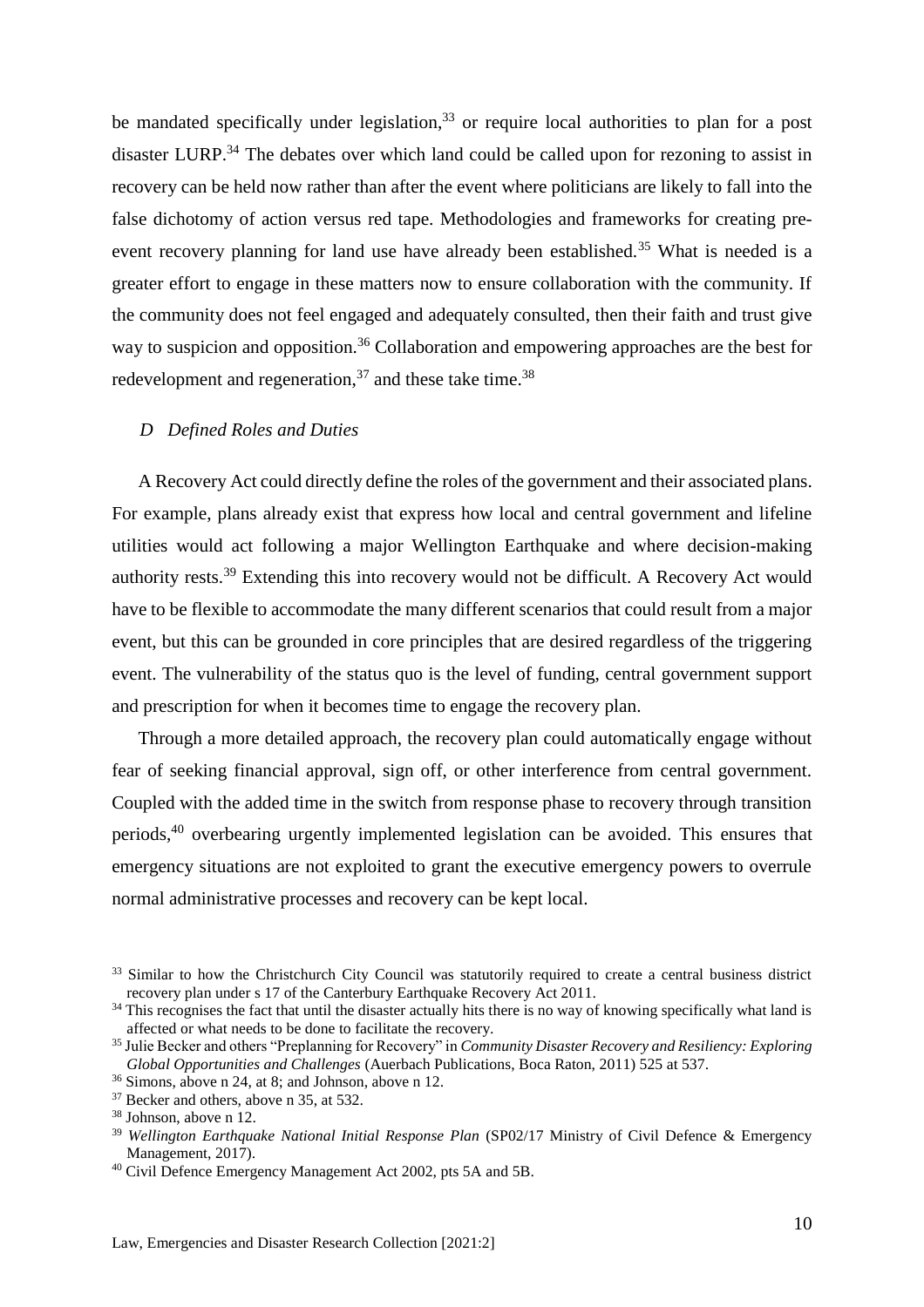be mandated specifically under legislation,[33] or require local authorities to plan for a post disaster LURP.[34] The debates over which land could be called upon for rezoning to assist in recovery can be held now rather than after the event where politicians are likely to fall into the false dichotomy of action versus red tape. Methodologies and frameworks for creating pre-event recovery planning for land use have already been established.[35] What is needed is a greater effort to engage in these matters now to ensure collaboration with the community. If the community does not feel engaged and adequately consulted, then their faith and trust give way to suspicion and opposition.[36] Collaboration and empowering approaches are the best for redevelopment and regeneration,[37] and these take time.[38]

### *D Defined Roles and Duties*

A Recovery Act could directly define the roles of the government and their associated plans. For example, plans already exist that express how local and central government and lifeline utilities would act following a major Wellington Earthquake and where decision-making authority rests.[39] Extending this into recovery would not be difficult. A Recovery Act would have to be flexible to accommodate the many different scenarios that could result from a major event, but this can be grounded in core principles that are desired regardless of the triggering event. The vulnerability of the status quo is the level of funding, central government support and prescription for when it becomes time to engage the recovery plan.

Through a more detailed approach, the recovery plan could automatically engage without fear of seeking financial approval, sign off, or other interference from central government. Coupled with the added time in the switch from response phase to recovery through transition periods,[40] overbearing urgently implemented legislation can be avoided. This ensures that emergency situations are not exploited to grant the executive emergency powers to overrule normal administrative processes and recovery can be kept local.

---

[33] Similar to how the Christchurch City Council was statutorily required to create a central business district recovery plan under s 17 of the Canterbury Earthquake Recovery Act 2011.

[34] This recognises the fact that until the disaster actually hits there is no way of knowing specifically what land is affected or what needs to be done to facilitate the recovery.

[35] Julie Becker and others "Preplanning for Recovery" in *Community Disaster Recovery and Resiliency: Exploring Global Opportunities and Challenges* (Auerbach Publications, Boca Raton, 2011) 525 at 537.

[36] Simons, above n 24, at 8; and Johnson, above n 12.

[37] Becker and others, above n 35, at 532.

[38] Johnson, above n 12.

[39] *Wellington Earthquake National Initial Response Plan* (SP02/17 Ministry of Civil Defence & Emergency Management, 2017).

[40] Civil Defence Emergency Management Act 2002, pts 5A and 5B.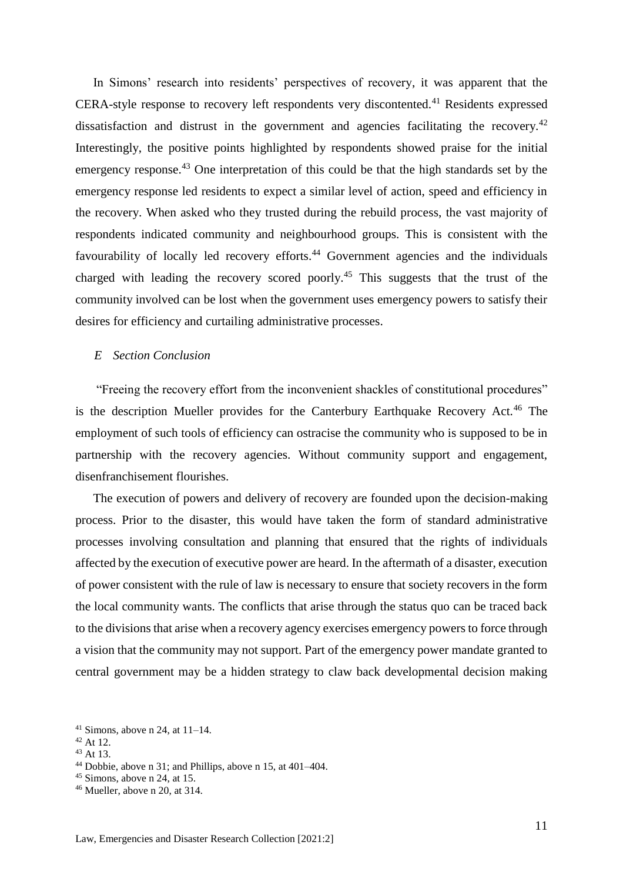In Simons' research into residents' perspectives of recovery, it was apparent that the CERA-style response to recovery left respondents very discontented.[41] Residents expressed dissatisfaction and distrust in the government and agencies facilitating the recovery.[42] Interestingly, the positive points highlighted by respondents showed praise for the initial emergency response.[43] One interpretation of this could be that the high standards set by the emergency response led residents to expect a similar level of action, speed and efficiency in the recovery. When asked who they trusted during the rebuild process, the vast majority of respondents indicated community and neighbourhood groups. This is consistent with the favourability of locally led recovery efforts.[44] Government agencies and the individuals charged with leading the recovery scored poorly.[45] This suggests that the trust of the community involved can be lost when the government uses emergency powers to satisfy their desires for efficiency and curtailing administrative processes.

### *E Section Conclusion*

"Freeing the recovery effort from the inconvenient shackles of constitutional procedures" is the description Mueller provides for the Canterbury Earthquake Recovery Act.[46] The employment of such tools of efficiency can ostracise the community who is supposed to be in partnership with the recovery agencies. Without community support and engagement, disenfranchisement flourishes.

The execution of powers and delivery of recovery are founded upon the decision-making process. Prior to the disaster, this would have taken the form of standard administrative processes involving consultation and planning that ensured that the rights of individuals affected by the execution of executive power are heard. In the aftermath of a disaster, execution of power consistent with the rule of law is necessary to ensure that society recovers in the form the local community wants. The conflicts that arise through the status quo can be traced back to the divisions that arise when a recovery agency exercises emergency powers to force through a vision that the community may not support. Part of the emergency power mandate granted to central government may be a hidden strategy to claw back developmental decision making

[41] Simons, above n 24, at 11–14.
[42] At 12.
[43] At 13.
[44] Dobbie, above n 31; and Phillips, above n 15, at 401–404.
[45] Simons, above n 24, at 15.
[46] Mueller, above n 20, at 314.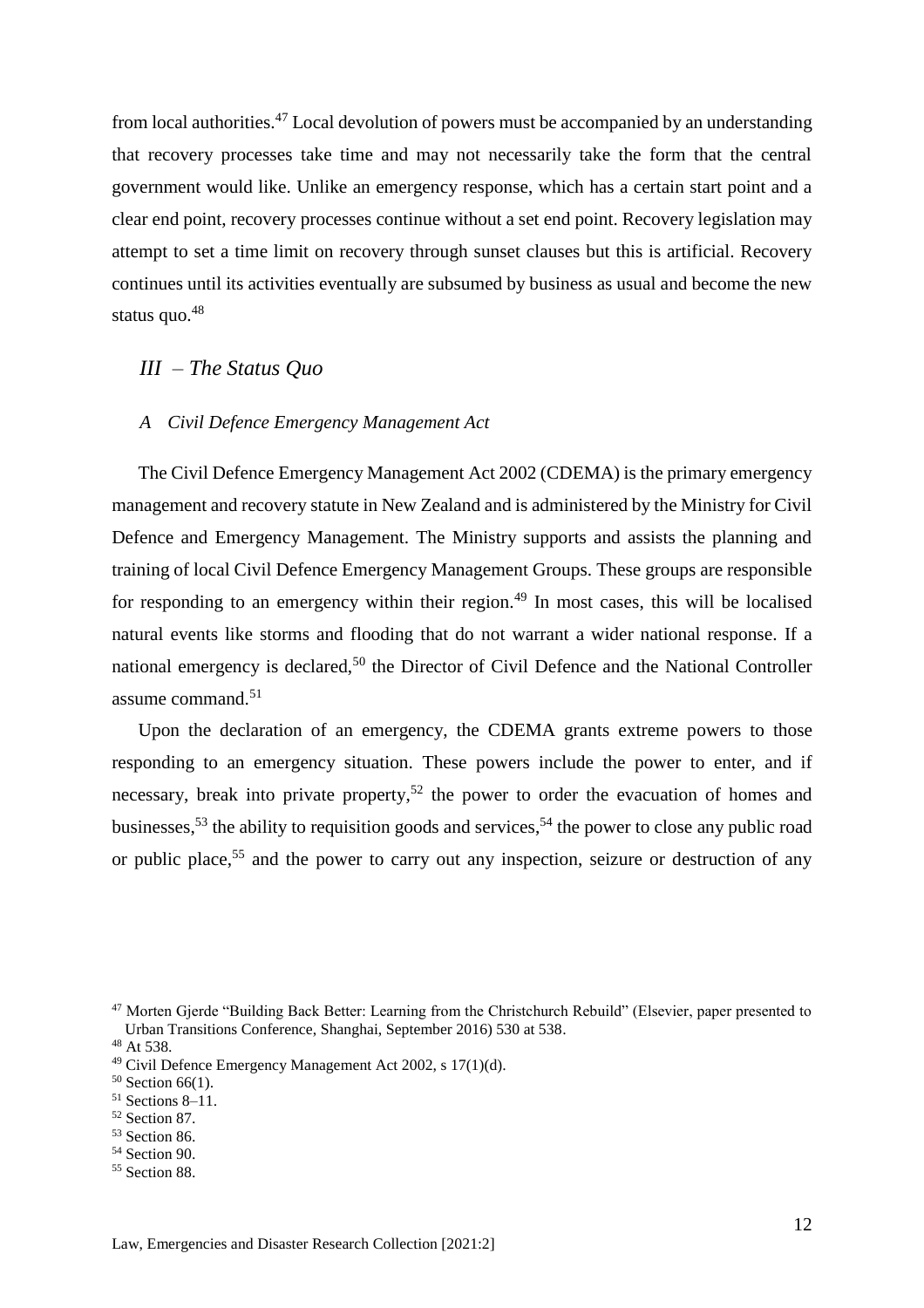from local authorities.[47] Local devolution of powers must be accompanied by an understanding that recovery processes take time and may not necessarily take the form that the central government would like. Unlike an emergency response, which has a certain start point and a clear end point, recovery processes continue without a set end point. Recovery legislation may attempt to set a time limit on recovery through sunset clauses but this is artificial. Recovery continues until its activities eventually are subsumed by business as usual and become the new status quo.[48]

## *III – The Status Quo*

### *A Civil Defence Emergency Management Act*

The Civil Defence Emergency Management Act 2002 (CDEMA) is the primary emergency management and recovery statute in New Zealand and is administered by the Ministry for Civil Defence and Emergency Management. The Ministry supports and assists the planning and training of local Civil Defence Emergency Management Groups. These groups are responsible for responding to an emergency within their region.[49] In most cases, this will be localised natural events like storms and flooding that do not warrant a wider national response. If a national emergency is declared,[50] the Director of Civil Defence and the National Controller assume command.[51]

Upon the declaration of an emergency, the CDEMA grants extreme powers to those responding to an emergency situation. These powers include the power to enter, and if necessary, break into private property,[52] the power to order the evacuation of homes and businesses,[53] the ability to requisition goods and services,[54] the power to close any public road or public place,[55] and the power to carry out any inspection, seizure or destruction of any

[47] Morten Gjerde "Building Back Better: Learning from the Christchurch Rebuild" (Elsevier, paper presented to Urban Transitions Conference, Shanghai, September 2016) 530 at 538.
[48] At 538.
[49] Civil Defence Emergency Management Act 2002, s 17(1)(d).
[50] Section 66(1).
[51] Sections 8–11.
[52] Section 87.
[53] Section 86.
[54] Section 90.
[55] Section 88.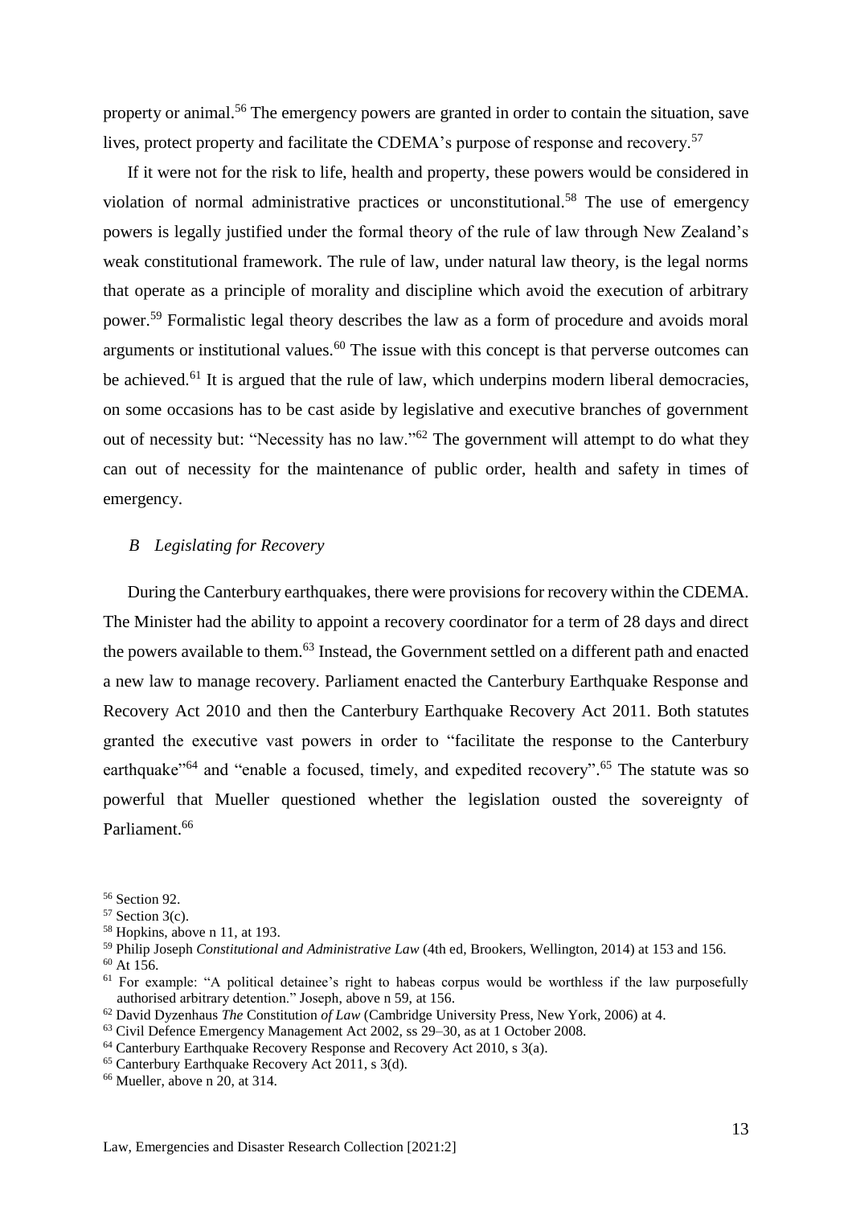property or animal.[56] The emergency powers are granted in order to contain the situation, save lives, protect property and facilitate the CDEMA's purpose of response and recovery.[57]

If it were not for the risk to life, health and property, these powers would be considered in violation of normal administrative practices or unconstitutional.[58] The use of emergency powers is legally justified under the formal theory of the rule of law through New Zealand's weak constitutional framework. The rule of law, under natural law theory, is the legal norms that operate as a principle of morality and discipline which avoid the execution of arbitrary power.[59] Formalistic legal theory describes the law as a form of procedure and avoids moral arguments or institutional values.[60] The issue with this concept is that perverse outcomes can be achieved.[61] It is argued that the rule of law, which underpins modern liberal democracies, on some occasions has to be cast aside by legislative and executive branches of government out of necessity but: "Necessity has no law."[62] The government will attempt to do what they can out of necessity for the maintenance of public order, health and safety in times of emergency.

### *B Legislating for Recovery*

During the Canterbury earthquakes, there were provisions for recovery within the CDEMA. The Minister had the ability to appoint a recovery coordinator for a term of 28 days and direct the powers available to them.[63] Instead, the Government settled on a different path and enacted a new law to manage recovery. Parliament enacted the Canterbury Earthquake Response and Recovery Act 2010 and then the Canterbury Earthquake Recovery Act 2011. Both statutes granted the executive vast powers in order to "facilitate the response to the Canterbury earthquake"[64] and "enable a focused, timely, and expedited recovery".[65] The statute was so powerful that Mueller questioned whether the legislation ousted the sovereignty of Parliament.[66]

---

[56] Section 92.

[57] Section 3(c).

[58] Hopkins, above n 11, at 193.

[59] Philip Joseph *Constitutional and Administrative Law* (4th ed, Brookers, Wellington, 2014) at 153 and 156.

[60] At 156.

[61] For example: "A political detainee's right to habeas corpus would be worthless if the law purposefully authorised arbitrary detention." Joseph, above n 59, at 156.

[62] David Dyzenhaus *The* Constitution *of Law* (Cambridge University Press, New York, 2006) at 4.

[63] Civil Defence Emergency Management Act 2002, ss 29–30, as at 1 October 2008.

[64] Canterbury Earthquake Recovery Response and Recovery Act 2010, s 3(a).

[65] Canterbury Earthquake Recovery Act 2011, s 3(d).

[66] Mueller, above n 20, at 314.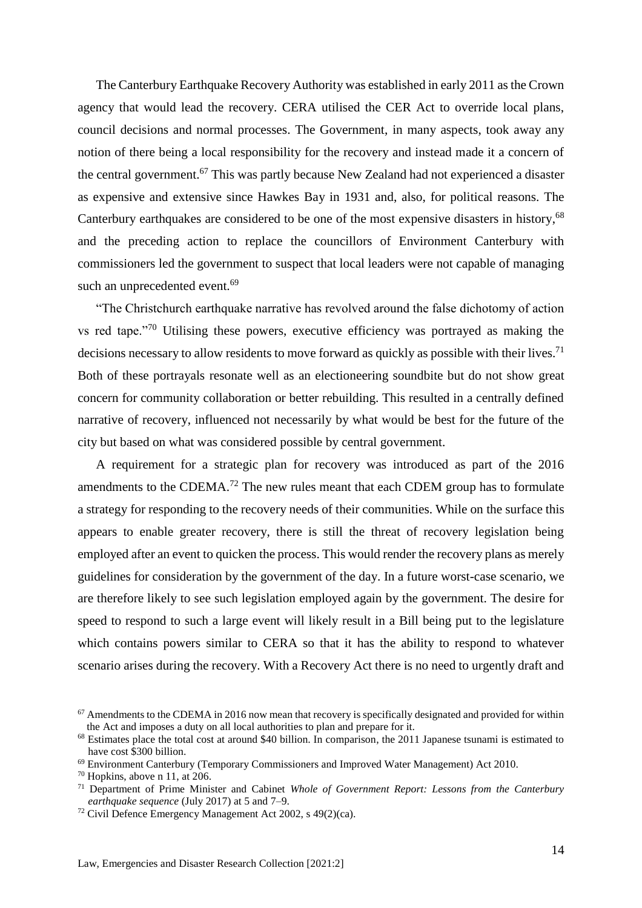The Canterbury Earthquake Recovery Authority was established in early 2011 as the Crown agency that would lead the recovery. CERA utilised the CER Act to override local plans, council decisions and normal processes. The Government, in many aspects, took away any notion of there being a local responsibility for the recovery and instead made it a concern of the central government.[67] This was partly because New Zealand had not experienced a disaster as expensive and extensive since Hawkes Bay in 1931 and, also, for political reasons. The Canterbury earthquakes are considered to be one of the most expensive disasters in history,[68] and the preceding action to replace the councillors of Environment Canterbury with commissioners led the government to suspect that local leaders were not capable of managing such an unprecedented event.[69]

"The Christchurch earthquake narrative has revolved around the false dichotomy of action vs red tape."[70] Utilising these powers, executive efficiency was portrayed as making the decisions necessary to allow residents to move forward as quickly as possible with their lives.[71] Both of these portrayals resonate well as an electioneering soundbite but do not show great concern for community collaboration or better rebuilding. This resulted in a centrally defined narrative of recovery, influenced not necessarily by what would be best for the future of the city but based on what was considered possible by central government.

A requirement for a strategic plan for recovery was introduced as part of the 2016 amendments to the CDEMA.[72] The new rules meant that each CDEM group has to formulate a strategy for responding to the recovery needs of their communities. While on the surface this appears to enable greater recovery, there is still the threat of recovery legislation being employed after an event to quicken the process. This would render the recovery plans as merely guidelines for consideration by the government of the day. In a future worst-case scenario, we are therefore likely to see such legislation employed again by the government. The desire for speed to respond to such a large event will likely result in a Bill being put to the legislature which contains powers similar to CERA so that it has the ability to respond to whatever scenario arises during the recovery. With a Recovery Act there is no need to urgently draft and

---

[67] Amendments to the CDEMA in 2016 now mean that recovery is specifically designated and provided for within the Act and imposes a duty on all local authorities to plan and prepare for it.

[68] Estimates place the total cost at around $40 billion. In comparison, the 2011 Japanese tsunami is estimated to have cost $300 billion.

[69] Environment Canterbury (Temporary Commissioners and Improved Water Management) Act 2010.

[70] Hopkins, above n 11, at 206.

[71] Department of Prime Minister and Cabinet *Whole of Government Report: Lessons from the Canterbury earthquake sequence* (July 2017) at 5 and 7–9.

[72] Civil Defence Emergency Management Act 2002, s 49(2)(ca).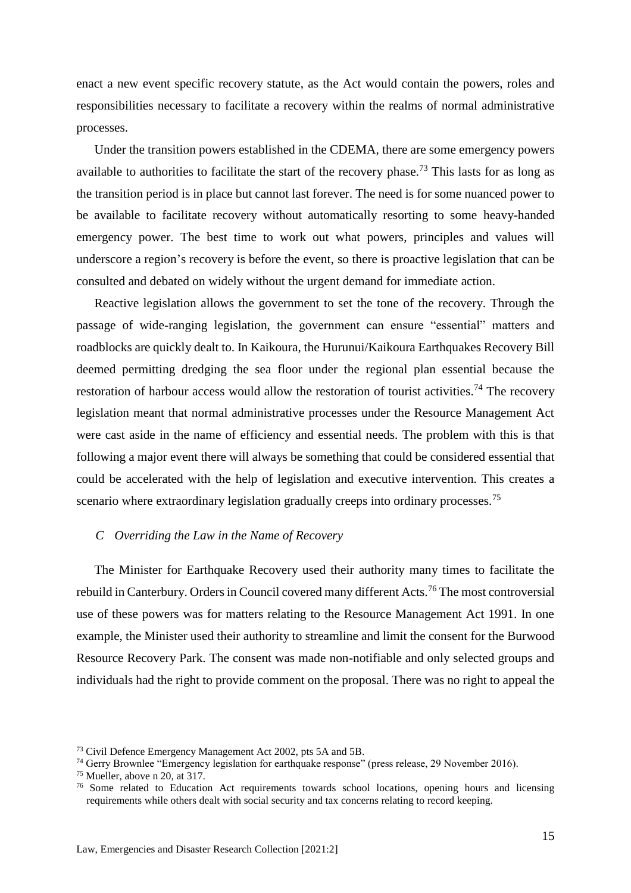enact a new event specific recovery statute, as the Act would contain the powers, roles and responsibilities necessary to facilitate a recovery within the realms of normal administrative processes.

Under the transition powers established in the CDEMA, there are some emergency powers available to authorities to facilitate the start of the recovery phase.[73] This lasts for as long as the transition period is in place but cannot last forever. The need is for some nuanced power to be available to facilitate recovery without automatically resorting to some heavy-handed emergency power. The best time to work out what powers, principles and values will underscore a region's recovery is before the event, so there is proactive legislation that can be consulted and debated on widely without the urgent demand for immediate action.

Reactive legislation allows the government to set the tone of the recovery. Through the passage of wide-ranging legislation, the government can ensure "essential" matters and roadblocks are quickly dealt to. In Kaikoura, the Hurunui/Kaikoura Earthquakes Recovery Bill deemed permitting dredging the sea floor under the regional plan essential because the restoration of harbour access would allow the restoration of tourist activities.[74] The recovery legislation meant that normal administrative processes under the Resource Management Act were cast aside in the name of efficiency and essential needs. The problem with this is that following a major event there will always be something that could be considered essential that could be accelerated with the help of legislation and executive intervention. This creates a scenario where extraordinary legislation gradually creeps into ordinary processes.[75]

### *C Overriding the Law in the Name of Recovery*

The Minister for Earthquake Recovery used their authority many times to facilitate the rebuild in Canterbury. Orders in Council covered many different Acts.[76] The most controversial use of these powers was for matters relating to the Resource Management Act 1991. In one example, the Minister used their authority to streamline and limit the consent for the Burwood Resource Recovery Park. The consent was made non-notifiable and only selected groups and individuals had the right to provide comment on the proposal. There was no right to appeal the

---

[73] Civil Defence Emergency Management Act 2002, pts 5A and 5B.

[74] Gerry Brownlee "Emergency legislation for earthquake response" (press release, 29 November 2016).

[75] Mueller, above n 20, at 317.

[76] Some related to Education Act requirements towards school locations, opening hours and licensing requirements while others dealt with social security and tax concerns relating to record keeping.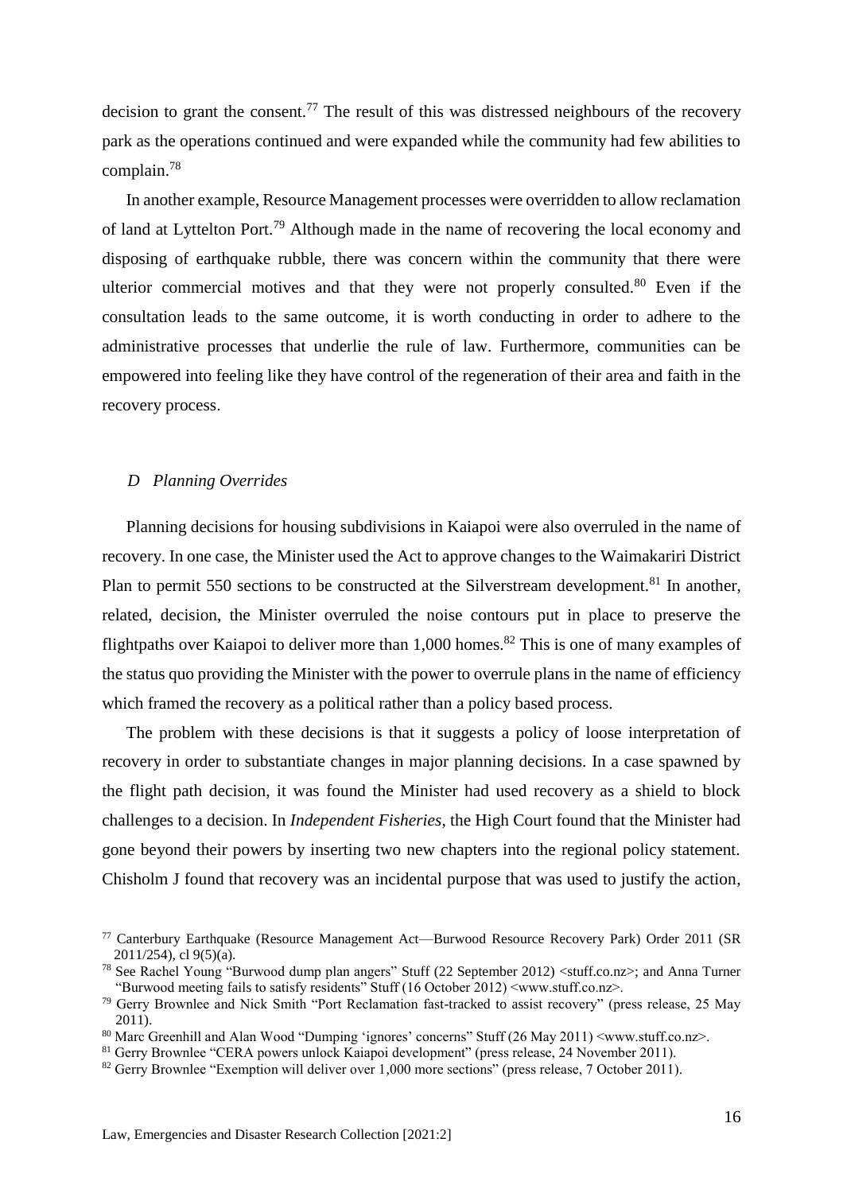decision to grant the consent.[77] The result of this was distressed neighbours of the recovery park as the operations continued and were expanded while the community had few abilities to complain.[78]

In another example, Resource Management processes were overridden to allow reclamation of land at Lyttelton Port.[79] Although made in the name of recovering the local economy and disposing of earthquake rubble, there was concern within the community that there were ulterior commercial motives and that they were not properly consulted.[80] Even if the consultation leads to the same outcome, it is worth conducting in order to adhere to the administrative processes that underlie the rule of law. Furthermore, communities can be empowered into feeling like they have control of the regeneration of their area and faith in the recovery process.

### *D Planning Overrides*

Planning decisions for housing subdivisions in Kaiapoi were also overruled in the name of recovery. In one case, the Minister used the Act to approve changes to the Waimakariri District Plan to permit 550 sections to be constructed at the Silverstream development.[81] In another, related, decision, the Minister overruled the noise contours put in place to preserve the flightpaths over Kaiapoi to deliver more than 1,000 homes.[82] This is one of many examples of the status quo providing the Minister with the power to overrule plans in the name of efficiency which framed the recovery as a political rather than a policy based process.

The problem with these decisions is that it suggests a policy of loose interpretation of recovery in order to substantiate changes in major planning decisions. In a case spawned by the flight path decision, it was found the Minister had used recovery as a shield to block challenges to a decision. In *Independent Fisheries*, the High Court found that the Minister had gone beyond their powers by inserting two new chapters into the regional policy statement. Chisholm J found that recovery was an incidental purpose that was used to justify the action,

---

[77] Canterbury Earthquake (Resource Management Act—Burwood Resource Recovery Park) Order 2011 (SR 2011/254), cl 9(5)(a).

[78] See Rachel Young "Burwood dump plan angers" Stuff (22 September 2012) <stuff.co.nz>; and Anna Turner "Burwood meeting fails to satisfy residents" Stuff (16 October 2012) <www.stuff.co.nz>.

[79] Gerry Brownlee and Nick Smith "Port Reclamation fast-tracked to assist recovery" (press release, 25 May 2011).

[80] Marc Greenhill and Alan Wood "Dumping 'ignores' concerns" Stuff (26 May 2011) <www.stuff.co.nz>.

[81] Gerry Brownlee "CERA powers unlock Kaiapoi development" (press release, 24 November 2011).

[82] Gerry Brownlee "Exemption will deliver over 1,000 more sections" (press release, 7 October 2011).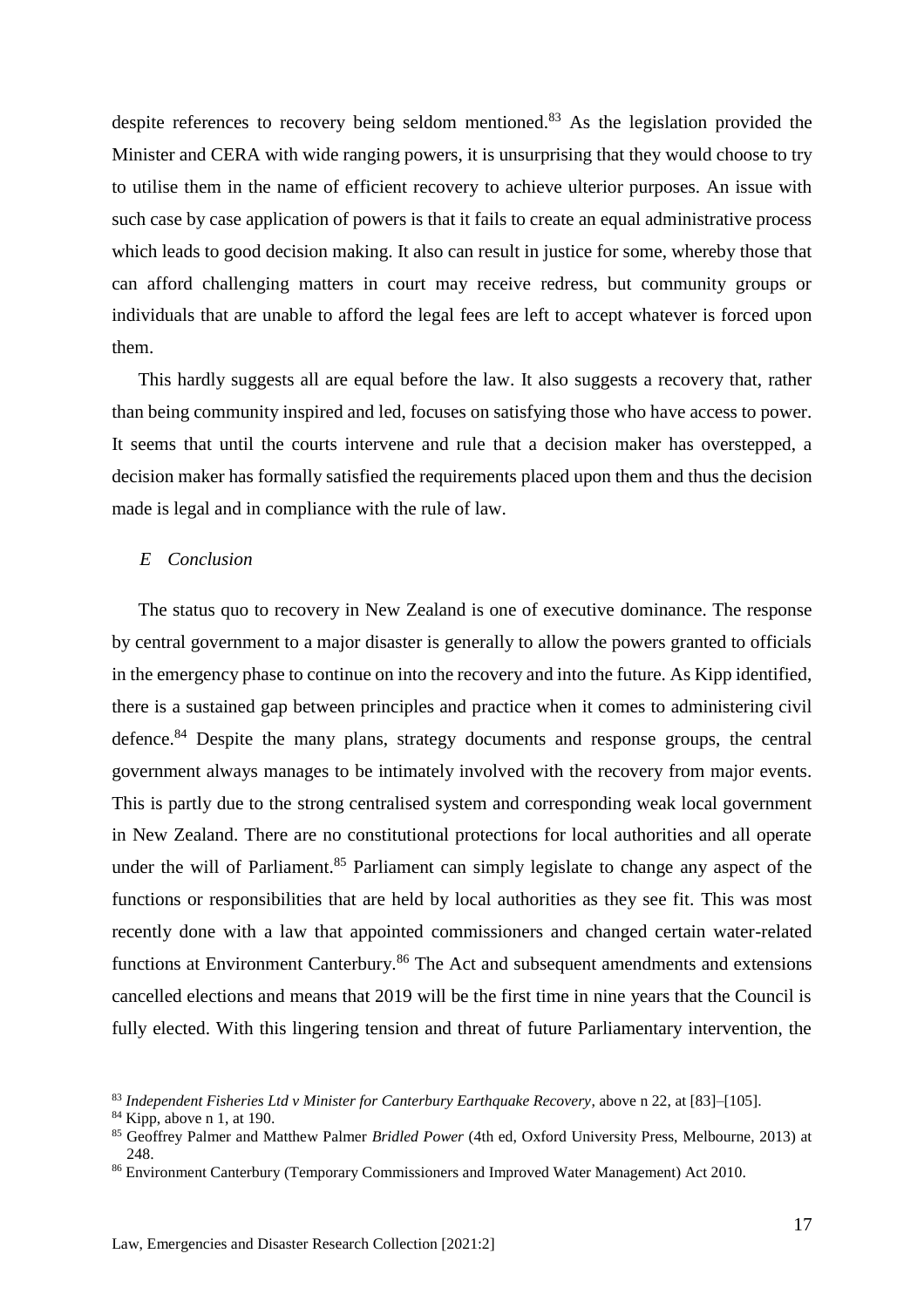despite references to recovery being seldom mentioned.[83] As the legislation provided the Minister and CERA with wide ranging powers, it is unsurprising that they would choose to try to utilise them in the name of efficient recovery to achieve ulterior purposes. An issue with such case by case application of powers is that it fails to create an equal administrative process which leads to good decision making. It also can result in justice for some, whereby those that can afford challenging matters in court may receive redress, but community groups or individuals that are unable to afford the legal fees are left to accept whatever is forced upon them.

This hardly suggests all are equal before the law. It also suggests a recovery that, rather than being community inspired and led, focuses on satisfying those who have access to power. It seems that until the courts intervene and rule that a decision maker has overstepped, a decision maker has formally satisfied the requirements placed upon them and thus the decision made is legal and in compliance with the rule of law.

### *E Conclusion*

The status quo to recovery in New Zealand is one of executive dominance. The response by central government to a major disaster is generally to allow the powers granted to officials in the emergency phase to continue on into the recovery and into the future. As Kipp identified, there is a sustained gap between principles and practice when it comes to administering civil defence.[84] Despite the many plans, strategy documents and response groups, the central government always manages to be intimately involved with the recovery from major events. This is partly due to the strong centralised system and corresponding weak local government in New Zealand. There are no constitutional protections for local authorities and all operate under the will of Parliament.[85] Parliament can simply legislate to change any aspect of the functions or responsibilities that are held by local authorities as they see fit. This was most recently done with a law that appointed commissioners and changed certain water-related functions at Environment Canterbury.[86] The Act and subsequent amendments and extensions cancelled elections and means that 2019 will be the first time in nine years that the Council is fully elected. With this lingering tension and threat of future Parliamentary intervention, the

---

[83] *Independent Fisheries Ltd v Minister for Canterbury Earthquake Recovery*, above n 22, at [83]–[105].

[84] Kipp, above n 1, at 190.

[85] Geoffrey Palmer and Matthew Palmer *Bridled Power* (4th ed, Oxford University Press, Melbourne, 2013) at 248.

[86] Environment Canterbury (Temporary Commissioners and Improved Water Management) Act 2010.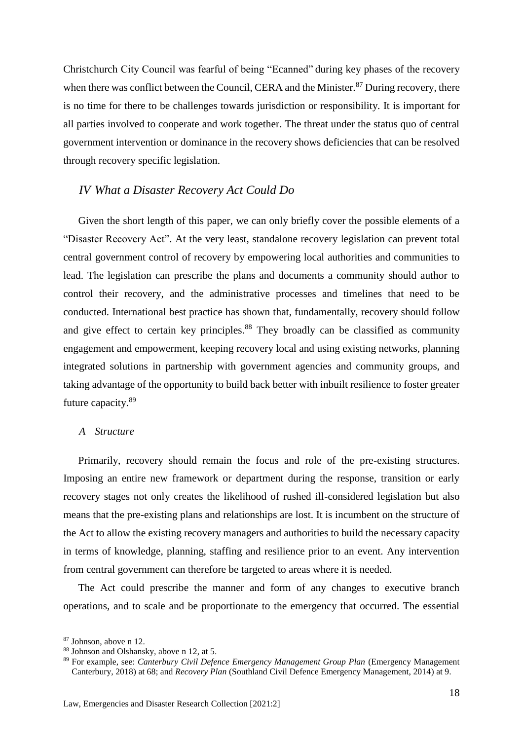Christchurch City Council was fearful of being "Ecanned" during key phases of the recovery when there was conflict between the Council, CERA and the Minister.[87] During recovery, there is no time for there to be challenges towards jurisdiction or responsibility. It is important for all parties involved to cooperate and work together. The threat under the status quo of central government intervention or dominance in the recovery shows deficiencies that can be resolved through recovery specific legislation.

## *IV What a Disaster Recovery Act Could Do*

Given the short length of this paper, we can only briefly cover the possible elements of a "Disaster Recovery Act". At the very least, standalone recovery legislation can prevent total central government control of recovery by empowering local authorities and communities to lead. The legislation can prescribe the plans and documents a community should author to control their recovery, and the administrative processes and timelines that need to be conducted. International best practice has shown that, fundamentally, recovery should follow and give effect to certain key principles.[88] They broadly can be classified as community engagement and empowerment, keeping recovery local and using existing networks, planning integrated solutions in partnership with government agencies and community groups, and taking advantage of the opportunity to build back better with inbuilt resilience to foster greater future capacity.[89]

### *A Structure*

Primarily, recovery should remain the focus and role of the pre-existing structures. Imposing an entire new framework or department during the response, transition or early recovery stages not only creates the likelihood of rushed ill-considered legislation but also means that the pre-existing plans and relationships are lost. It is incumbent on the structure of the Act to allow the existing recovery managers and authorities to build the necessary capacity in terms of knowledge, planning, staffing and resilience prior to an event. Any intervention from central government can therefore be targeted to areas where it is needed.

The Act could prescribe the manner and form of any changes to executive branch operations, and to scale and be proportionate to the emergency that occurred. The essential

---

[87] Johnson, above n 12.

[88] Johnson and Olshansky, above n 12, at 5.

[89] For example, see: *Canterbury Civil Defence Emergency Management Group Plan* (Emergency Management Canterbury, 2018) at 68; and *Recovery Plan* (Southland Civil Defence Emergency Management, 2014) at 9.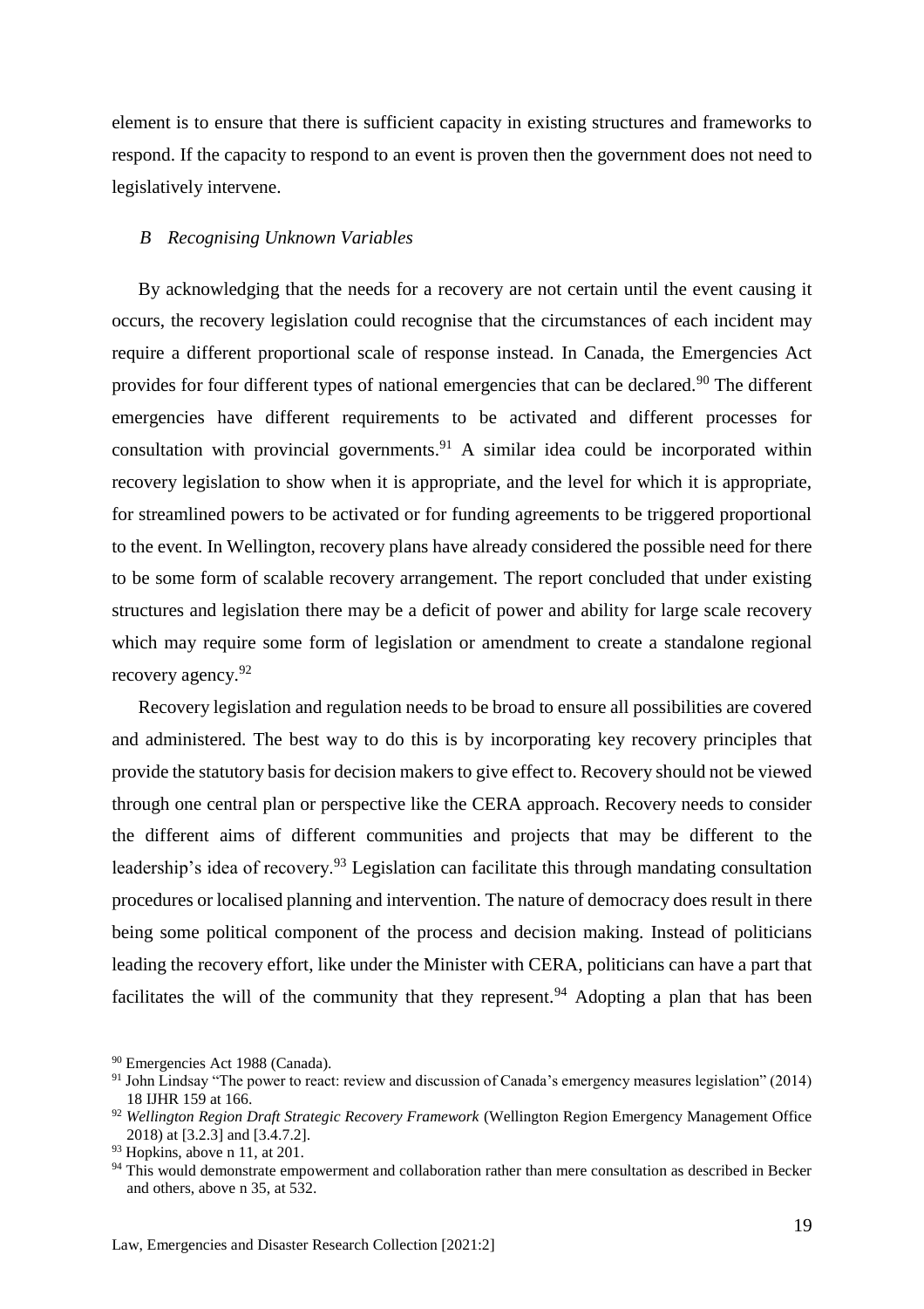element is to ensure that there is sufficient capacity in existing structures and frameworks to respond. If the capacity to respond to an event is proven then the government does not need to legislatively intervene.

### *B Recognising Unknown Variables*

By acknowledging that the needs for a recovery are not certain until the event causing it occurs, the recovery legislation could recognise that the circumstances of each incident may require a different proportional scale of response instead. In Canada, the Emergencies Act provides for four different types of national emergencies that can be declared.[90] The different emergencies have different requirements to be activated and different processes for consultation with provincial governments.[91] A similar idea could be incorporated within recovery legislation to show when it is appropriate, and the level for which it is appropriate, for streamlined powers to be activated or for funding agreements to be triggered proportional to the event. In Wellington, recovery plans have already considered the possible need for there to be some form of scalable recovery arrangement. The report concluded that under existing structures and legislation there may be a deficit of power and ability for large scale recovery which may require some form of legislation or amendment to create a standalone regional recovery agency.[92]

Recovery legislation and regulation needs to be broad to ensure all possibilities are covered and administered. The best way to do this is by incorporating key recovery principles that provide the statutory basis for decision makers to give effect to. Recovery should not be viewed through one central plan or perspective like the CERA approach. Recovery needs to consider the different aims of different communities and projects that may be different to the leadership's idea of recovery.[93] Legislation can facilitate this through mandating consultation procedures or localised planning and intervention. The nature of democracy does result in there being some political component of the process and decision making. Instead of politicians leading the recovery effort, like under the Minister with CERA, politicians can have a part that facilitates the will of the community that they represent.[94] Adopting a plan that has been

[90] Emergencies Act 1988 (Canada).

[91] John Lindsay "The power to react: review and discussion of Canada's emergency measures legislation" (2014) 18 IJHR 159 at 166.

[92] *Wellington Region Draft Strategic Recovery Framework* (Wellington Region Emergency Management Office 2018) at [3.2.3] and [3.4.7.2].

[93] Hopkins, above n 11, at 201.

[94] This would demonstrate empowerment and collaboration rather than mere consultation as described in Becker and others, above n 35, at 532.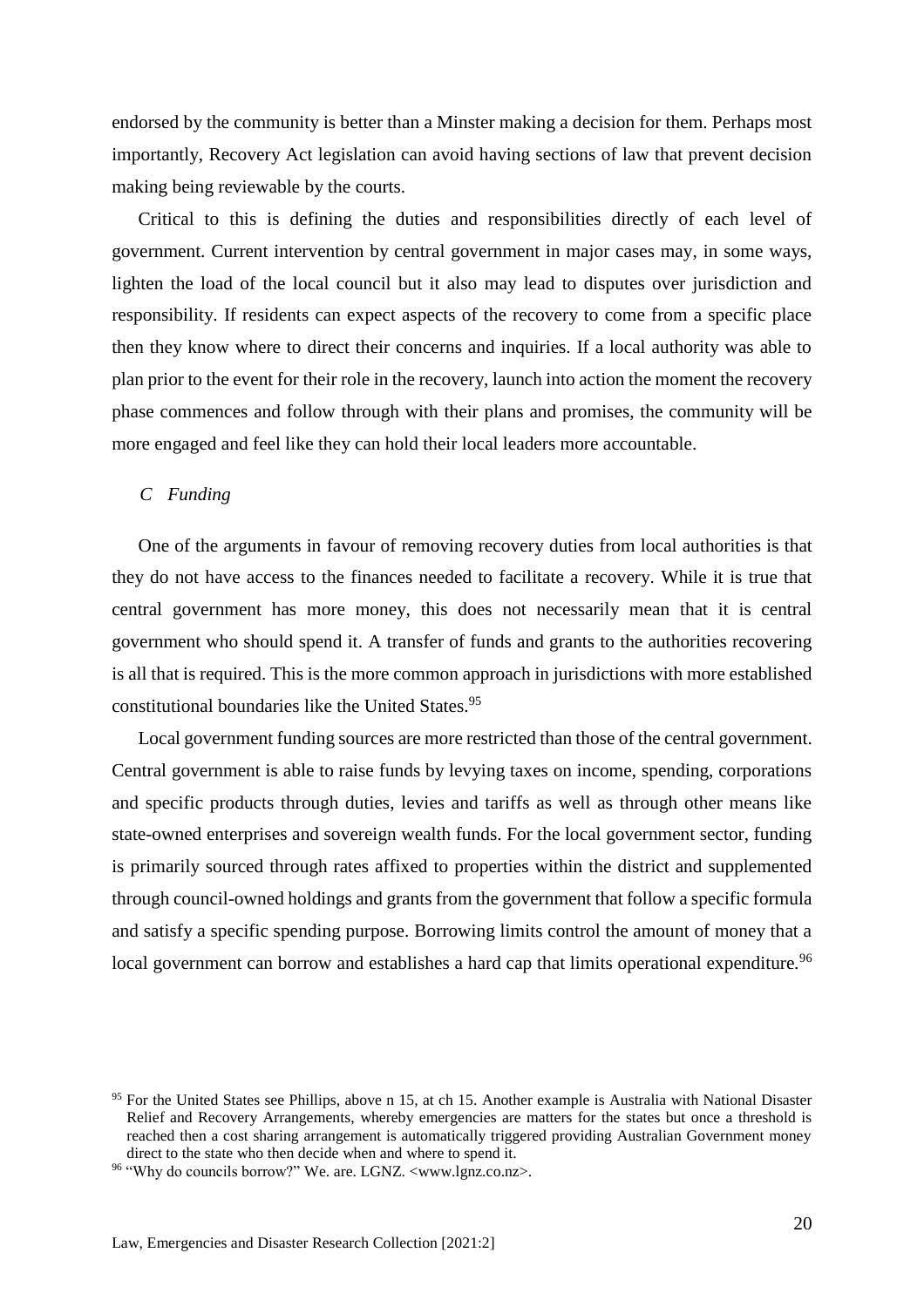endorsed by the community is better than a Minster making a decision for them. Perhaps most importantly, Recovery Act legislation can avoid having sections of law that prevent decision making being reviewable by the courts.

Critical to this is defining the duties and responsibilities directly of each level of government. Current intervention by central government in major cases may, in some ways, lighten the load of the local council but it also may lead to disputes over jurisdiction and responsibility. If residents can expect aspects of the recovery to come from a specific place then they know where to direct their concerns and inquiries. If a local authority was able to plan prior to the event for their role in the recovery, launch into action the moment the recovery phase commences and follow through with their plans and promises, the community will be more engaged and feel like they can hold their local leaders more accountable.

### *C Funding*

One of the arguments in favour of removing recovery duties from local authorities is that they do not have access to the finances needed to facilitate a recovery. While it is true that central government has more money, this does not necessarily mean that it is central government who should spend it. A transfer of funds and grants to the authorities recovering is all that is required. This is the more common approach in jurisdictions with more established constitutional boundaries like the United States.[95]

Local government funding sources are more restricted than those of the central government. Central government is able to raise funds by levying taxes on income, spending, corporations and specific products through duties, levies and tariffs as well as through other means like state-owned enterprises and sovereign wealth funds. For the local government sector, funding is primarily sourced through rates affixed to properties within the district and supplemented through council-owned holdings and grants from the government that follow a specific formula and satisfy a specific spending purpose. Borrowing limits control the amount of money that a local government can borrow and establishes a hard cap that limits operational expenditure.[96]

---

[95] For the United States see Phillips, above n 15, at ch 15. Another example is Australia with National Disaster Relief and Recovery Arrangements, whereby emergencies are matters for the states but once a threshold is reached then a cost sharing arrangement is automatically triggered providing Australian Government money direct to the state who then decide when and where to spend it.

[96] "Why do councils borrow?" We. are. LGNZ. <www.lgnz.co.nz>.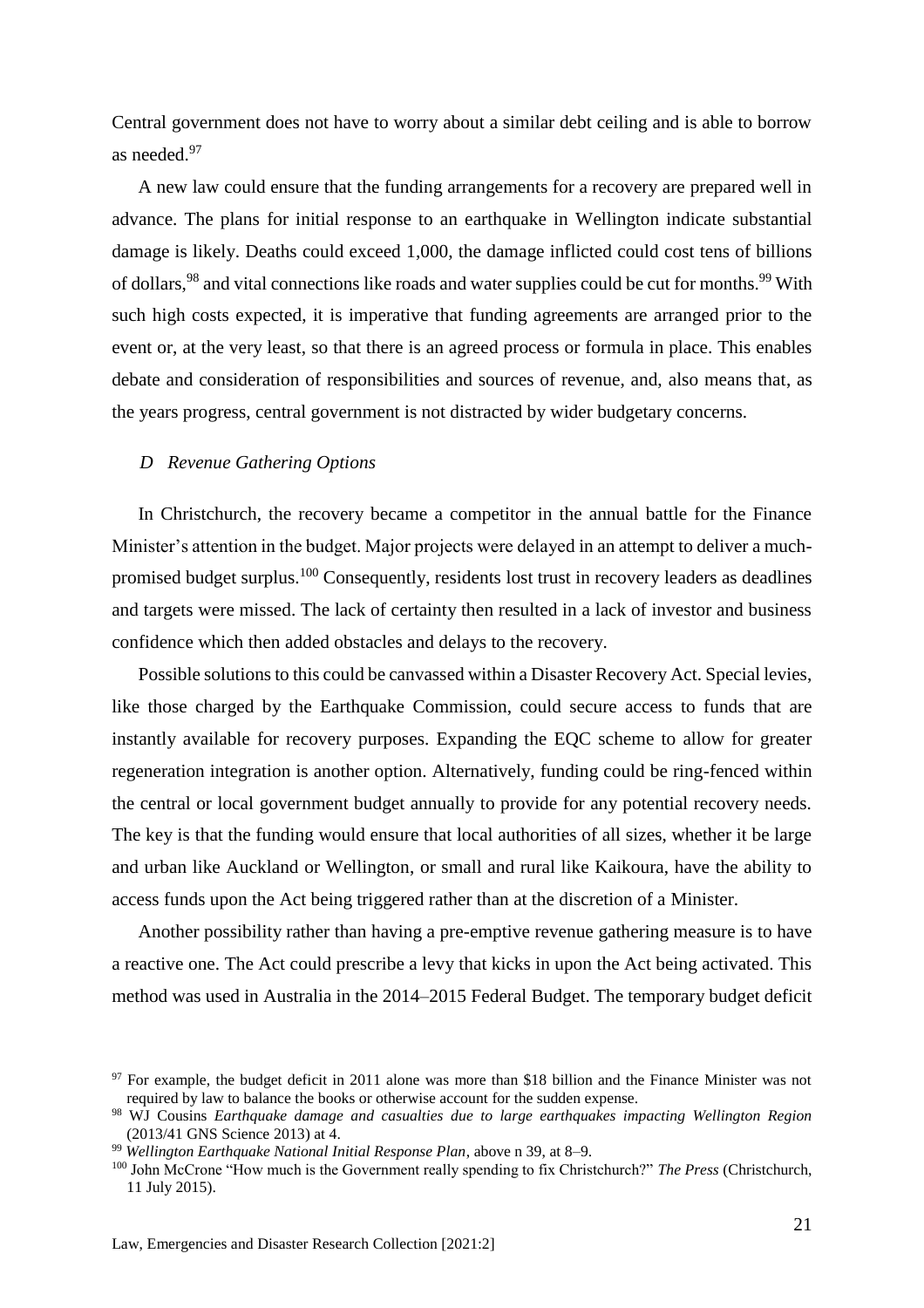Central government does not have to worry about a similar debt ceiling and is able to borrow as needed.[97]

A new law could ensure that the funding arrangements for a recovery are prepared well in advance. The plans for initial response to an earthquake in Wellington indicate substantial damage is likely. Deaths could exceed 1,000, the damage inflicted could cost tens of billions of dollars,[98] and vital connections like roads and water supplies could be cut for months.[99] With such high costs expected, it is imperative that funding agreements are arranged prior to the event or, at the very least, so that there is an agreed process or formula in place. This enables debate and consideration of responsibilities and sources of revenue, and, also means that, as the years progress, central government is not distracted by wider budgetary concerns.

### *D Revenue Gathering Options*

In Christchurch, the recovery became a competitor in the annual battle for the Finance Minister's attention in the budget. Major projects were delayed in an attempt to deliver a much-promised budget surplus.[100] Consequently, residents lost trust in recovery leaders as deadlines and targets were missed. The lack of certainty then resulted in a lack of investor and business confidence which then added obstacles and delays to the recovery.

Possible solutions to this could be canvassed within a Disaster Recovery Act. Special levies, like those charged by the Earthquake Commission, could secure access to funds that are instantly available for recovery purposes. Expanding the EQC scheme to allow for greater regeneration integration is another option. Alternatively, funding could be ring-fenced within the central or local government budget annually to provide for any potential recovery needs. The key is that the funding would ensure that local authorities of all sizes, whether it be large and urban like Auckland or Wellington, or small and rural like Kaikoura, have the ability to access funds upon the Act being triggered rather than at the discretion of a Minister.

Another possibility rather than having a pre-emptive revenue gathering measure is to have a reactive one. The Act could prescribe a levy that kicks in upon the Act being activated. This method was used in Australia in the 2014–2015 Federal Budget. The temporary budget deficit

---

[97] For example, the budget deficit in 2011 alone was more than \$18 billion and the Finance Minister was not required by law to balance the books or otherwise account for the sudden expense.

[98] WJ Cousins *Earthquake damage and casualties due to large earthquakes impacting Wellington Region* (2013/41 GNS Science 2013) at 4.

[99] *Wellington Earthquake National Initial Response Plan*, above n 39, at 8–9.

[100] John McCrone "How much is the Government really spending to fix Christchurch?" *The Press* (Christchurch, 11 July 2015).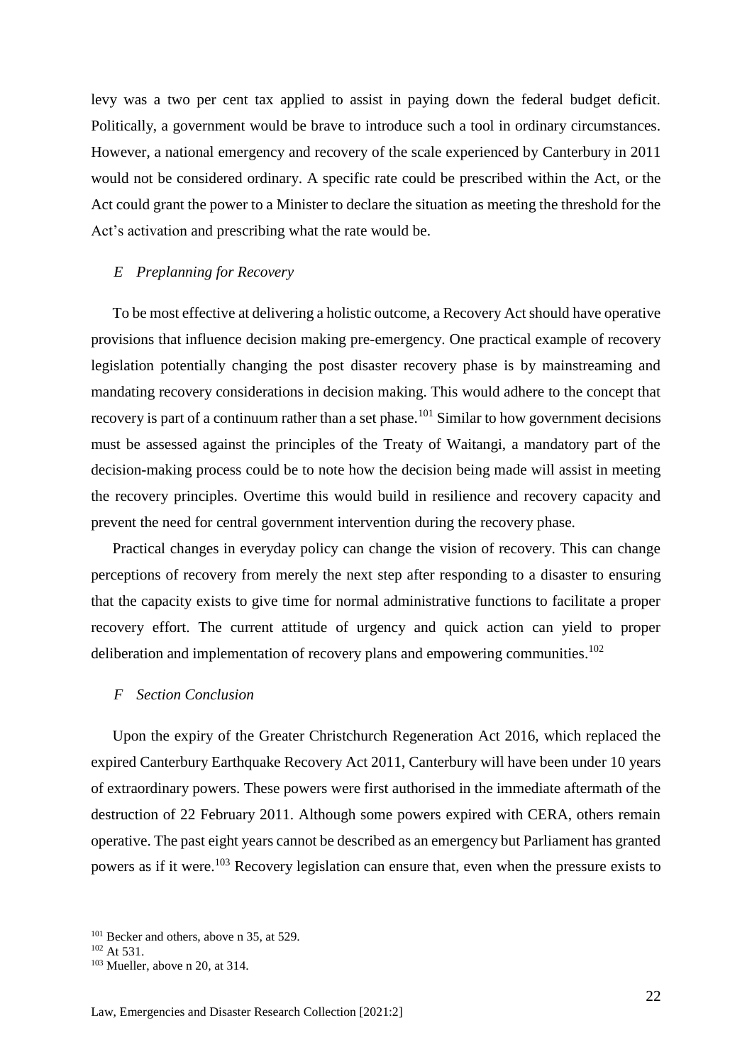levy was a two per cent tax applied to assist in paying down the federal budget deficit. Politically, a government would be brave to introduce such a tool in ordinary circumstances. However, a national emergency and recovery of the scale experienced by Canterbury in 2011 would not be considered ordinary. A specific rate could be prescribed within the Act, or the Act could grant the power to a Minister to declare the situation as meeting the threshold for the Act's activation and prescribing what the rate would be.

### *E Preplanning for Recovery*

To be most effective at delivering a holistic outcome, a Recovery Act should have operative provisions that influence decision making pre-emergency. One practical example of recovery legislation potentially changing the post disaster recovery phase is by mainstreaming and mandating recovery considerations in decision making. This would adhere to the concept that recovery is part of a continuum rather than a set phase.[101] Similar to how government decisions must be assessed against the principles of the Treaty of Waitangi, a mandatory part of the decision-making process could be to note how the decision being made will assist in meeting the recovery principles. Overtime this would build in resilience and recovery capacity and prevent the need for central government intervention during the recovery phase.

Practical changes in everyday policy can change the vision of recovery. This can change perceptions of recovery from merely the next step after responding to a disaster to ensuring that the capacity exists to give time for normal administrative functions to facilitate a proper recovery effort. The current attitude of urgency and quick action can yield to proper deliberation and implementation of recovery plans and empowering communities.[102]

### *F Section Conclusion*

Upon the expiry of the Greater Christchurch Regeneration Act 2016, which replaced the expired Canterbury Earthquake Recovery Act 2011, Canterbury will have been under 10 years of extraordinary powers. These powers were first authorised in the immediate aftermath of the destruction of 22 February 2011. Although some powers expired with CERA, others remain operative. The past eight years cannot be described as an emergency but Parliament has granted powers as if it were.[103] Recovery legislation can ensure that, even when the pressure exists to

[101] Becker and others, above n 35, at 529.
[102] At 531.
[103] Mueller, above n 20, at 314.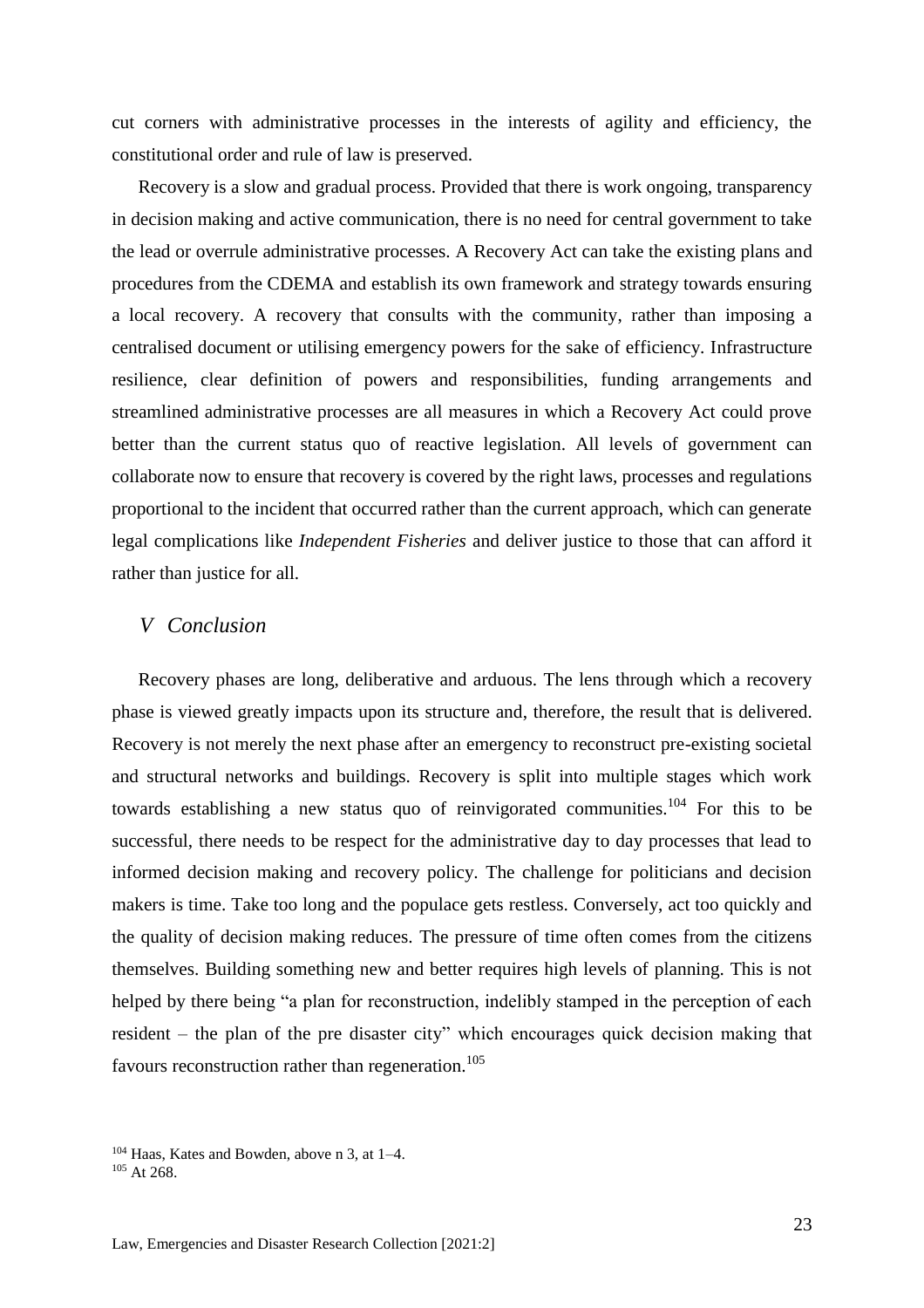cut corners with administrative processes in the interests of agility and efficiency, the constitutional order and rule of law is preserved.

Recovery is a slow and gradual process. Provided that there is work ongoing, transparency in decision making and active communication, there is no need for central government to take the lead or overrule administrative processes. A Recovery Act can take the existing plans and procedures from the CDEMA and establish its own framework and strategy towards ensuring a local recovery. A recovery that consults with the community, rather than imposing a centralised document or utilising emergency powers for the sake of efficiency. Infrastructure resilience, clear definition of powers and responsibilities, funding arrangements and streamlined administrative processes are all measures in which a Recovery Act could prove better than the current status quo of reactive legislation. All levels of government can collaborate now to ensure that recovery is covered by the right laws, processes and regulations proportional to the incident that occurred rather than the current approach, which can generate legal complications like *Independent Fisheries* and deliver justice to those that can afford it rather than justice for all.

## *V Conclusion*

Recovery phases are long, deliberative and arduous. The lens through which a recovery phase is viewed greatly impacts upon its structure and, therefore, the result that is delivered. Recovery is not merely the next phase after an emergency to reconstruct pre-existing societal and structural networks and buildings. Recovery is split into multiple stages which work towards establishing a new status quo of reinvigorated communities.[104] For this to be successful, there needs to be respect for the administrative day to day processes that lead to informed decision making and recovery policy. The challenge for politicians and decision makers is time. Take too long and the populace gets restless. Conversely, act too quickly and the quality of decision making reduces. The pressure of time often comes from the citizens themselves. Building something new and better requires high levels of planning. This is not helped by there being "a plan for reconstruction, indelibly stamped in the perception of each resident – the plan of the pre disaster city" which encourages quick decision making that favours reconstruction rather than regeneration.[105]

[104] Haas, Kates and Bowden, above n 3, at 1–4.
[105] At 268.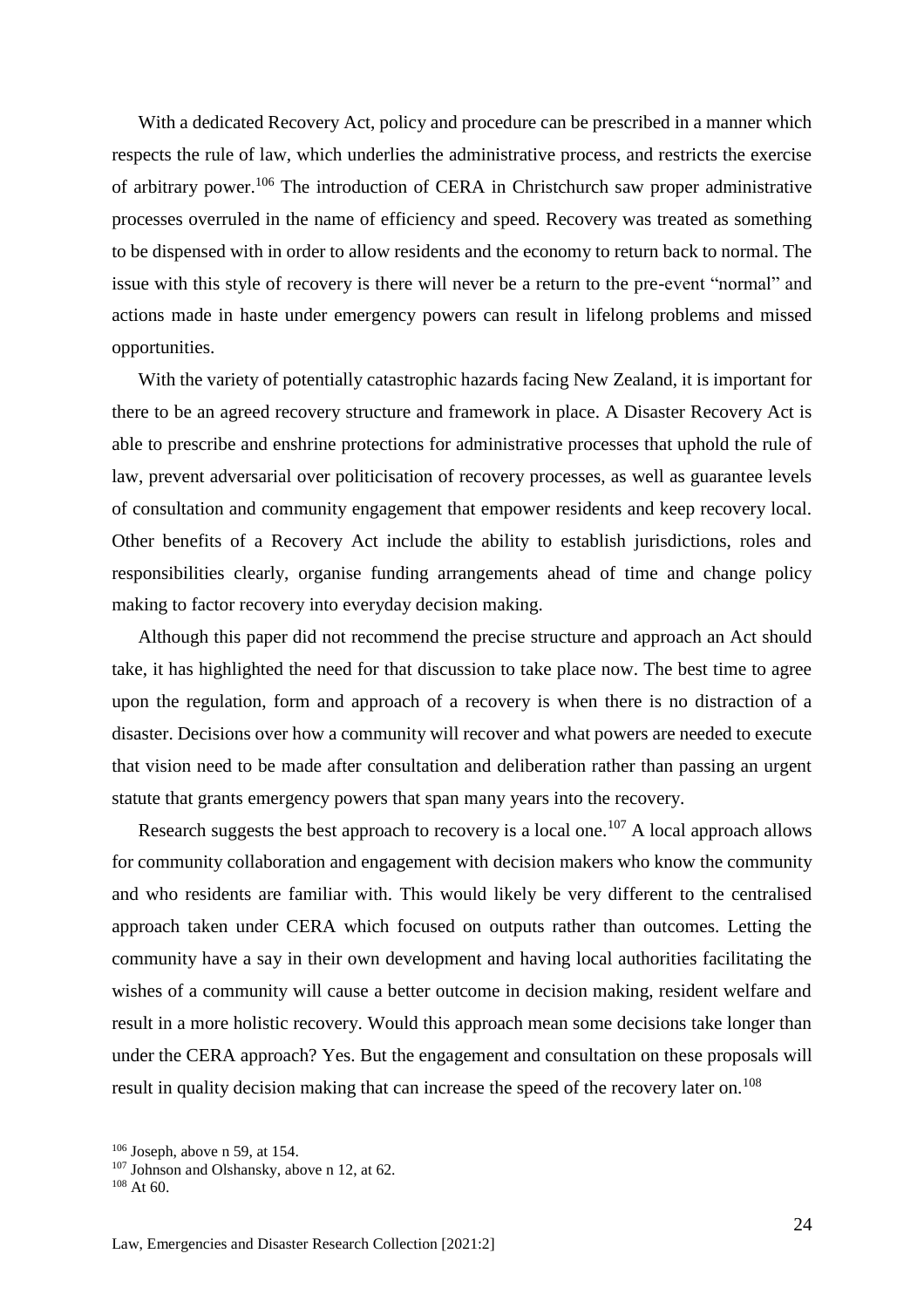With a dedicated Recovery Act, policy and procedure can be prescribed in a manner which respects the rule of law, which underlies the administrative process, and restricts the exercise of arbitrary power.[106] The introduction of CERA in Christchurch saw proper administrative processes overruled in the name of efficiency and speed. Recovery was treated as something to be dispensed with in order to allow residents and the economy to return back to normal. The issue with this style of recovery is there will never be a return to the pre-event "normal" and actions made in haste under emergency powers can result in lifelong problems and missed opportunities.

With the variety of potentially catastrophic hazards facing New Zealand, it is important for there to be an agreed recovery structure and framework in place. A Disaster Recovery Act is able to prescribe and enshrine protections for administrative processes that uphold the rule of law, prevent adversarial over politicisation of recovery processes, as well as guarantee levels of consultation and community engagement that empower residents and keep recovery local. Other benefits of a Recovery Act include the ability to establish jurisdictions, roles and responsibilities clearly, organise funding arrangements ahead of time and change policy making to factor recovery into everyday decision making.

Although this paper did not recommend the precise structure and approach an Act should take, it has highlighted the need for that discussion to take place now. The best time to agree upon the regulation, form and approach of a recovery is when there is no distraction of a disaster. Decisions over how a community will recover and what powers are needed to execute that vision need to be made after consultation and deliberation rather than passing an urgent statute that grants emergency powers that span many years into the recovery.

Research suggests the best approach to recovery is a local one.[107] A local approach allows for community collaboration and engagement with decision makers who know the community and who residents are familiar with. This would likely be very different to the centralised approach taken under CERA which focused on outputs rather than outcomes. Letting the community have a say in their own development and having local authorities facilitating the wishes of a community will cause a better outcome in decision making, resident welfare and result in a more holistic recovery. Would this approach mean some decisions take longer than under the CERA approach? Yes. But the engagement and consultation on these proposals will result in quality decision making that can increase the speed of the recovery later on.[108]

[106] Joseph, above n 59, at 154.
[107] Johnson and Olshansky, above n 12, at 62.
[108] At 60.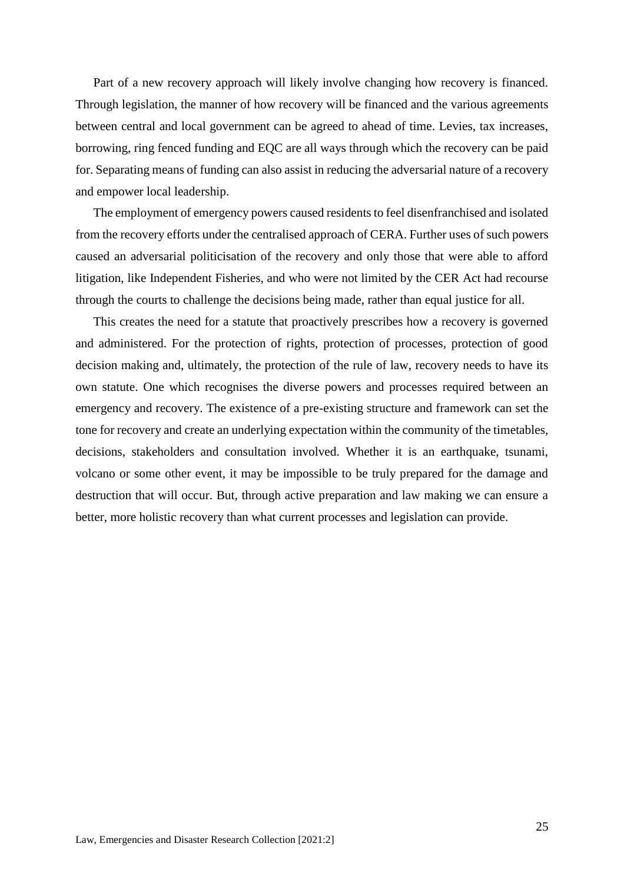Part of a new recovery approach will likely involve changing how recovery is financed. Through legislation, the manner of how recovery will be financed and the various agreements between central and local government can be agreed to ahead of time. Levies, tax increases, borrowing, ring fenced funding and EQC are all ways through which the recovery can be paid for. Separating means of funding can also assist in reducing the adversarial nature of a recovery and empower local leadership.

The employment of emergency powers caused residents to feel disenfranchised and isolated from the recovery efforts under the centralised approach of CERA. Further uses of such powers caused an adversarial politicisation of the recovery and only those that were able to afford litigation, like Independent Fisheries, and who were not limited by the CER Act had recourse through the courts to challenge the decisions being made, rather than equal justice for all.

This creates the need for a statute that proactively prescribes how a recovery is governed and administered. For the protection of rights, protection of processes, protection of good decision making and, ultimately, the protection of the rule of law, recovery needs to have its own statute. One which recognises the diverse powers and processes required between an emergency and recovery. The existence of a pre-existing structure and framework can set the tone for recovery and create an underlying expectation within the community of the timetables, decisions, stakeholders and consultation involved. Whether it is an earthquake, tsunami, volcano or some other event, it may be impossible to be truly prepared for the damage and destruction that will occur. But, through active preparation and law making we can ensure a better, more holistic recovery than what current processes and legislation can provide.